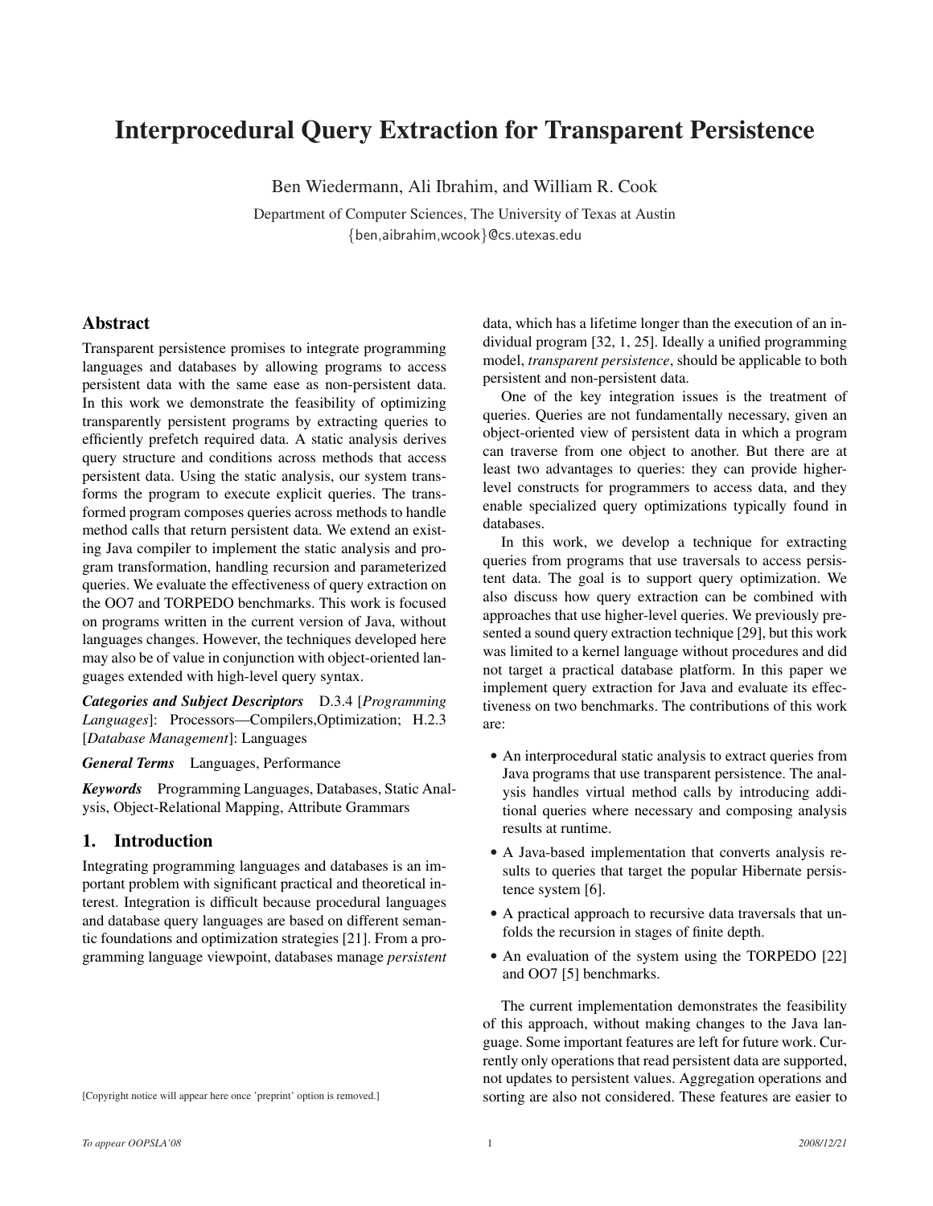# Interprocedural Query Extraction for Transparent Persistence

Ben Wiedermann, Ali Ibrahim, and William R. Cook

Department of Computer Sciences, The University of Texas at Austin

{ben,aibrahim,wcook}@cs.utexas.edu

## Abstract

Transparent persistence promises to integrate programming languages and databases by allowing programs to access persistent data with the same ease as non-persistent data. In this work we demonstrate the feasibility of optimizing transparently persistent programs by extracting queries to efficiently prefetch required data. A static analysis derives query structure and conditions across methods that access persistent data. Using the static analysis, our system transforms the program to execute explicit queries. The transformed program composes queries across methods to handle method calls that return persistent data. We extend an existing Java compiler to implement the static analysis and program transformation, handling recursion and parameterized queries. We evaluate the effectiveness of query extraction on the OO7 and TORPEDO benchmarks. This work is focused on programs written in the current version of Java, without languages changes. However, the techniques developed here may also be of value in conjunction with object-oriented languages extended with high-level query syntax.

***Categories and Subject Descriptors*** D.3.4 [*Programming Languages*]: Processors—Compilers,Optimization; H.2.3 [*Database Management*]: Languages

***General Terms*** Languages, Performance

***Keywords*** Programming Languages, Databases, Static Analysis, Object-Relational Mapping, Attribute Grammars

## 1. Introduction

Integrating programming languages and databases is an important problem with significant practical and theoretical interest. Integration is difficult because procedural languages and database query languages are based on different semantic foundations and optimization strategies [21]. From a programming language viewpoint, databases manage *persistent* data, which has a lifetime longer than the execution of an individual program [32, 1, 25]. Ideally a unified programming model, *transparent persistence*, should be applicable to both persistent and non-persistent data.

One of the key integration issues is the treatment of queries. Queries are not fundamentally necessary, given an object-oriented view of persistent data in which a program can traverse from one object to another. But there are at least two advantages to queries: they can provide higher-level constructs for programmers to access data, and they enable specialized query optimizations typically found in databases.

In this work, we develop a technique for extracting queries from programs that use traversals to access persistent data. The goal is to support query optimization. We also discuss how query extraction can be combined with approaches that use higher-level queries. We previously presented a sound query extraction technique [29], but this work was limited to a kernel language without procedures and did not target a practical database platform. In this paper we implement query extraction for Java and evaluate its effectiveness on two benchmarks. The contributions of this work are:

- An interprocedural static analysis to extract queries from Java programs that use transparent persistence. The analysis handles virtual method calls by introducing additional queries where necessary and composing analysis results at runtime.
- A Java-based implementation that converts analysis results to queries that target the popular Hibernate persistence system [6].
- A practical approach to recursive data traversals that unfolds the recursion in stages of finite depth.
- An evaluation of the system using the TORPEDO [22] and OO7 [5] benchmarks.

The current implementation demonstrates the feasibility of this approach, without making changes to the Java language. Some important features are left for future work. Currently only operations that read persistent data are supported, not updates to persistent values. Aggregation operations and sorting are also not considered. These features are easier to

[Copyright notice will appear here once 'preprint' option is removed.]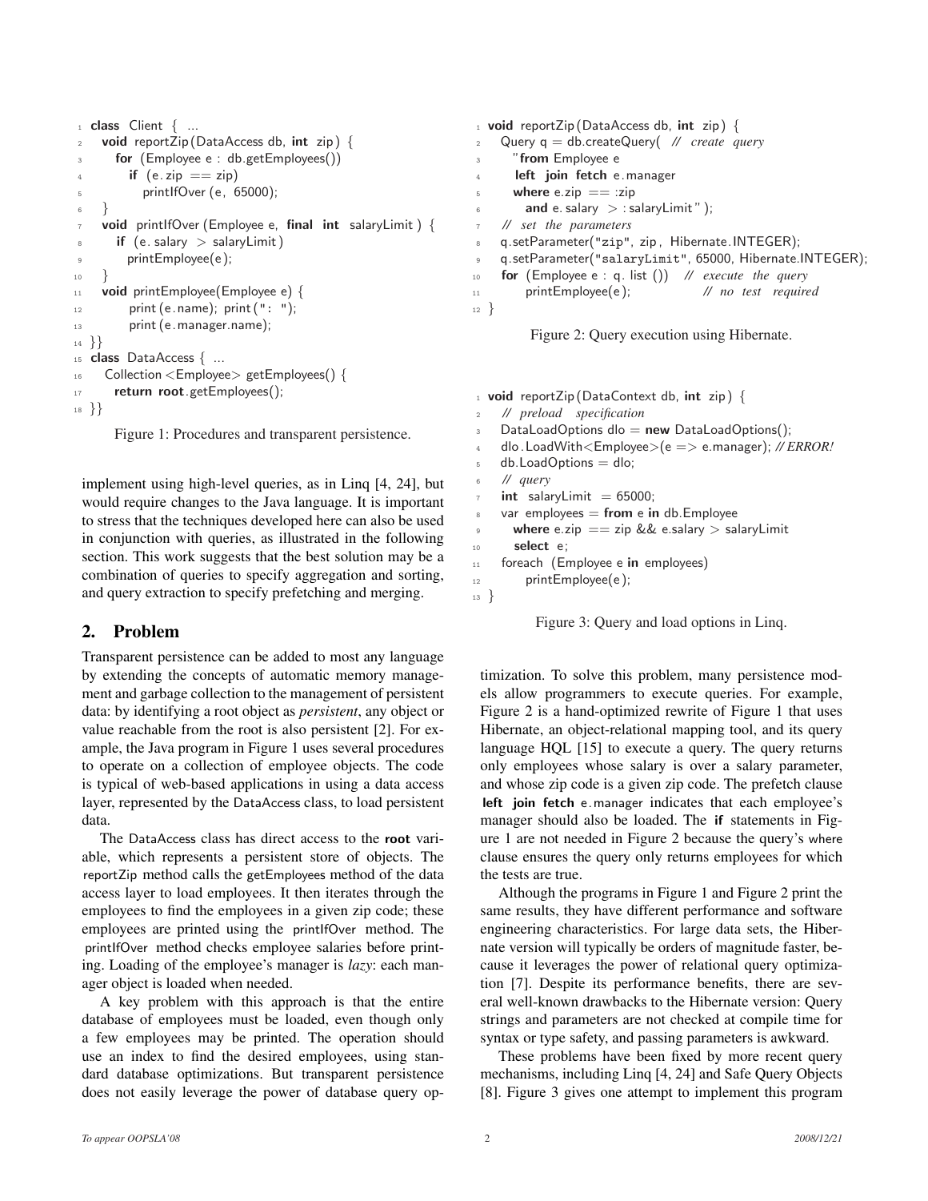```
class Client { ...
  void reportZip(DataAccess db, int zip) {
    for (Employee e : db.getEmployees())
      if (e.zip == zip)
        printIfOver(e, 65000);
  }
  void printIfOver(Employee e, final int salaryLimit) {
    if (e.salary > salaryLimit)
      printEmployee(e);
  }
  void printEmployee(Employee e) {
      print(e.name); print(": ");
      print(e.manager.name);
}}
class DataAccess { ...
  Collection<Employee> getEmployees() {
    return root.getEmployees();
}}
```

Figure 1: Procedures and transparent persistence.

implement using high-level queries, as in Linq [4, 24], but would require changes to the Java language. It is important to stress that the techniques developed here can also be used in conjunction with queries, as illustrated in the following section. This work suggests that the best solution may be a combination of queries to specify aggregation and sorting, and query extraction to specify prefetching and merging.

## 2. Problem

Transparent persistence can be added to most any language by extending the concepts of automatic memory management and garbage collection to the management of persistent data: by identifying a root object as *persistent*, any object or value reachable from the root is also persistent [2]. For example, the Java program in Figure 1 uses several procedures to operate on a collection of employee objects. The code is typical of web-based applications in using a data access layer, represented by the DataAccess class, to load persistent data.

The DataAccess class has direct access to the **root** variable, which represents a persistent store of objects. The reportZip method calls the getEmployees method of the data access layer to load employees. It then iterates through the employees to find the employees in a given zip code; these employees are printed using the printIfOver method. The printIfOver method checks employee salaries before printing. Loading of the employee's manager is *lazy*: each manager object is loaded when needed.

A key problem with this approach is that the entire database of employees must be loaded, even though only a few employees may be printed. The operation should use an index to find the desired employees, using standard database optimizations. But transparent persistence does not easily leverage the power of database query optimization. To solve this problem, many persistence models allow programmers to execute queries. For example, Figure 2 is a hand-optimized rewrite of Figure 1 that uses Hibernate, an object-relational mapping tool, and its query language HQL [15] to execute a query. The query returns only employees whose salary is over a salary parameter, and whose zip code is a given zip code. The prefetch clause **left join fetch** e.manager indicates that each employee's manager should also be loaded. The **if** statements in Figure 1 are not needed in Figure 2 because the query's where clause ensures the query only returns employees for which the tests are true.

```
void reportZip(DataAccess db, int zip) {
  Query q = db.createQuery( // create query
    "from Employee e
    left join fetch e.manager
    where e.zip == :zip
      and e.salary > :salaryLimit");
  // set the parameters
  q.setParameter("zip", zip, Hibernate.INTEGER);
  q.setParameter("salaryLimit", 65000, Hibernate.INTEGER);
  for (Employee e : q.list()) // execute the query
      printEmployee(e);          // no test required
}
```

Figure 2: Query execution using Hibernate.

```
void reportZip(DataContext db, int zip) {
  // preload specification
  DataLoadOptions dlo = new DataLoadOptions();
  dlo.LoadWith<Employee>(e => e.manager); // ERROR!
  db.LoadOptions = dlo;
  // query
  int salaryLimit = 65000;
  var employees = from e in db.Employee
    where e.zip == zip && e.salary > salaryLimit
    select e;
  foreach (Employee e in employees)
      printEmployee(e);
}
```

Figure 3: Query and load options in Linq.

Although the programs in Figure 1 and Figure 2 print the same results, they have different performance and software engineering characteristics. For large data sets, the Hibernate version will typically be orders of magnitude faster, because it leverages the power of relational query optimization [7]. Despite its performance benefits, there are several well-known drawbacks to the Hibernate version: Query strings and parameters are not checked at compile time for syntax or type safety, and passing parameters is awkward.

These problems have been fixed by more recent query mechanisms, including Linq [4, 24] and Safe Query Objects [8]. Figure 3 gives one attempt to implement this program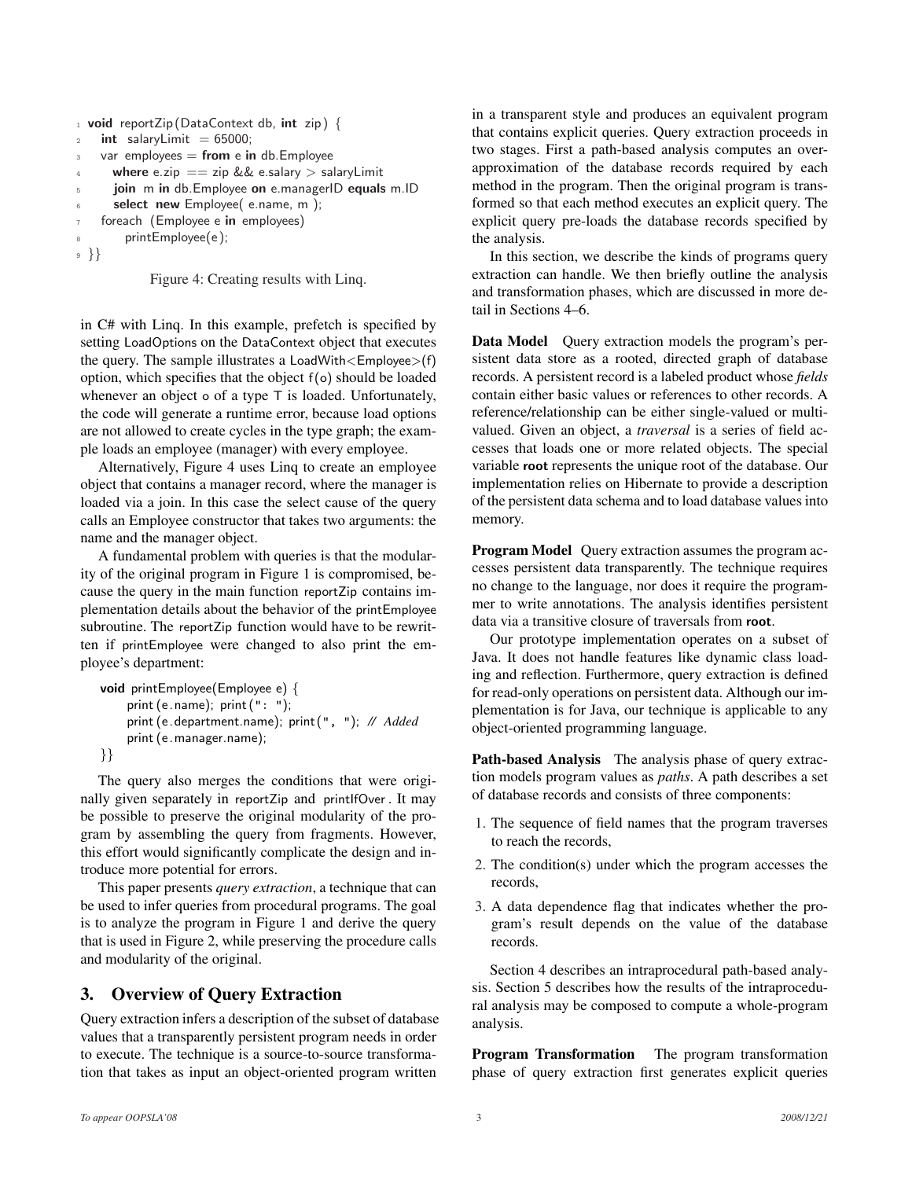```
1 void reportZip(DataContext db, int zip) {
2   int salaryLimit = 65000;
3   var employees = from e in db.Employee
4     where e.zip == zip && e.salary > salaryLimit
5     join m in db.Employee on e.managerID equals m.ID
6     select new Employee( e.name, m );
7   foreach (Employee e in employees)
8       printEmployee(e);
9 }}
```

Figure 4: Creating results with Linq.

in C# with Linq. In this example, prefetch is specified by setting LoadOptions on the DataContext object that executes the query. The sample illustrates a LoadWith<Employee>(f) option, which specifies that the object f(o) should be loaded whenever an object o of a type T is loaded. Unfortunately, the code will generate a runtime error, because load options are not allowed to create cycles in the type graph; the example loads an employee (manager) with every employee.

Alternatively, Figure 4 uses Linq to create an employee object that contains a manager record, where the manager is loaded via a join. In this case the select cause of the query calls an Employee constructor that takes two arguments: the name and the manager object.

A fundamental problem with queries is that the modularity of the original program in Figure 1 is compromised, because the query in the main function reportZip contains implementation details about the behavior of the printEmployee subroutine. The reportZip function would have to be rewritten if printEmployee were changed to also print the employee's department:

```
void printEmployee(Employee e) {
    print (e.name); print (": ");
    print (e.department.name); print(", "); // Added
    print (e.manager.name);
}}
```

The query also merges the conditions that were originally given separately in reportZip and printIfOver. It may be possible to preserve the original modularity of the program by assembling the query from fragments. However, this effort would significantly complicate the design and introduce more potential for errors.

This paper presents *query extraction*, a technique that can be used to infer queries from procedural programs. The goal is to analyze the program in Figure 1 and derive the query that is used in Figure 2, while preserving the procedure calls and modularity of the original.

## 3. Overview of Query Extraction

Query extraction infers a description of the subset of database values that a transparently persistent program needs in order to execute. The technique is a source-to-source transformation that takes as input an object-oriented program written in a transparent style and produces an equivalent program that contains explicit queries. Query extraction proceeds in two stages. First a path-based analysis computes an over-approximation of the database records required by each method in the program. Then the original program is transformed so that each method executes an explicit query. The explicit query pre-loads the database records specified by the analysis.

In this section, we describe the kinds of programs query extraction can handle. We then briefly outline the analysis and transformation phases, which are discussed in more detail in Sections 4–6.

**Data Model** Query extraction models the program's persistent data store as a rooted, directed graph of database records. A persistent record is a labeled product whose *fields* contain either basic values or references to other records. A reference/relationship can be either single-valued or multi-valued. Given an object, a *traversal* is a series of field accesses that loads one or more related objects. The special variable **root** represents the unique root of the database. Our implementation relies on Hibernate to provide a description of the persistent data schema and to load database values into memory.

**Program Model** Query extraction assumes the program accesses persistent data transparently. The technique requires no change to the language, nor does it require the programmer to write annotations. The analysis identifies persistent data via a transitive closure of traversals from **root**.

Our prototype implementation operates on a subset of Java. It does not handle features like dynamic class loading and reflection. Furthermore, query extraction is defined for read-only operations on persistent data. Although our implementation is for Java, our technique is applicable to any object-oriented programming language.

**Path-based Analysis** The analysis phase of query extraction models program values as *paths*. A path describes a set of database records and consists of three components:

1. The sequence of field names that the program traverses to reach the records,
2. The condition(s) under which the program accesses the records,
3. A data dependence flag that indicates whether the program's result depends on the value of the database records.

Section 4 describes an intraprocedural path-based analysis. Section 5 describes how the results of the intraprocedural analysis may be composed to compute a whole-program analysis.

**Program Transformation** The program transformation phase of query extraction first generates explicit queries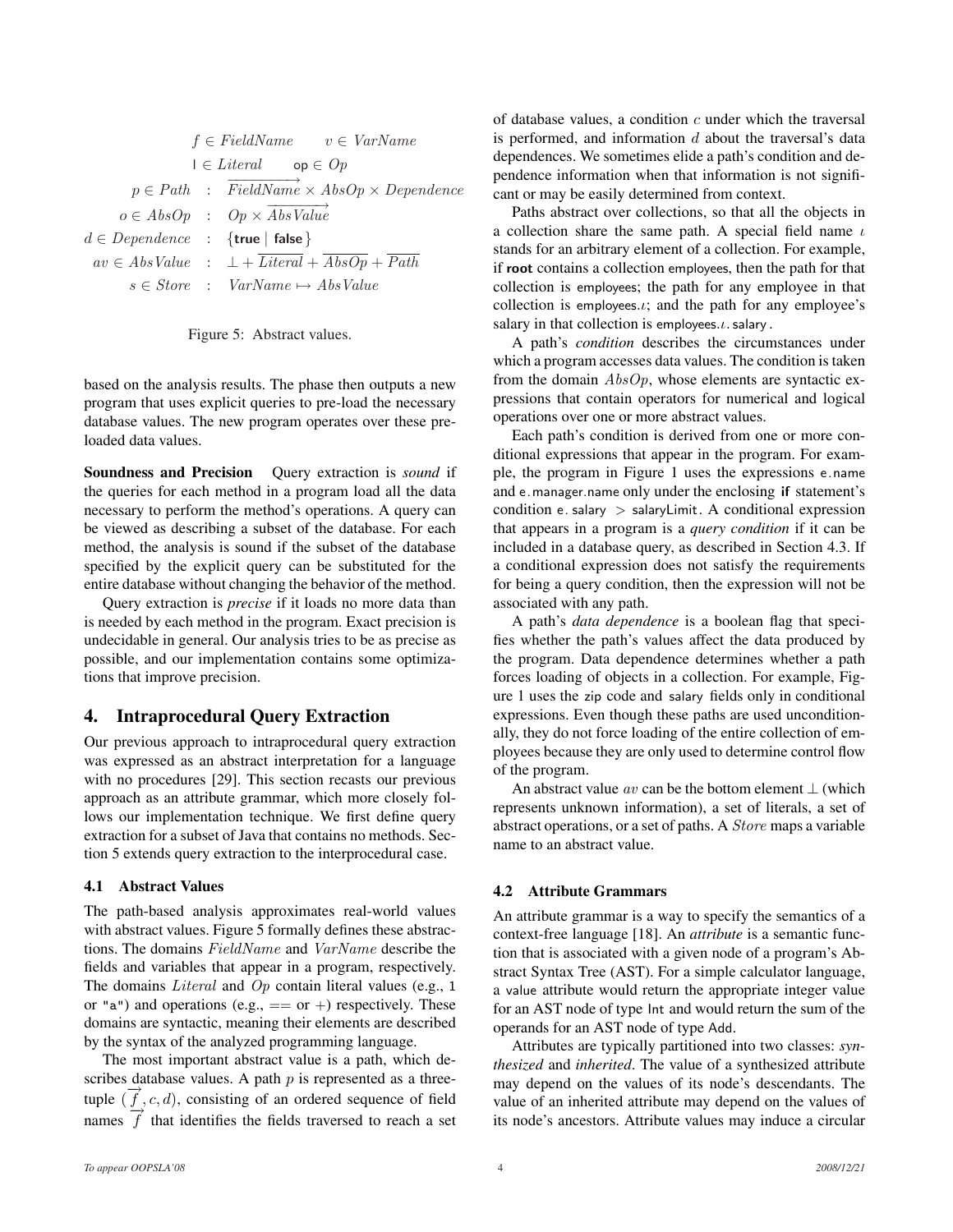$$
\begin{array}{rcl}
f \in FieldName & & v \in VarName \\
\mathsf{l} \in Literal & & \mathsf{op} \in Op \\
p \in Path & : & \overrightarrow{FieldName} \times AbsOp \times Dependence \\
o \in AbsOp & : & Op \times \overrightarrow{AbsValue} \\
d \in Dependence & : & \{\textbf{true} \mid \textbf{false}\} \\
av \in AbsValue & : & \bot + \overline{Literal} + \overline{AbsOp} + \overline{Path} \\
s \in Store & : & VarName \mapsto AbsValue
\end{array}
$$

Figure 5: Abstract values.

based on the analysis results. The phase then outputs a new program that uses explicit queries to pre-load the necessary database values. The new program operates over these pre-loaded data values.

**Soundness and Precision** Query extraction is *sound* if the queries for each method in a program load all the data necessary to perform the method's operations. A query can be viewed as describing a subset of the database. For each method, the analysis is sound if the subset of the database specified by the explicit query can be substituted for the entire database without changing the behavior of the method.

Query extraction is *precise* if it loads no more data than is needed by each method in the program. Exact precision is undecidable in general. Our analysis tries to be as precise as possible, and our implementation contains some optimizations that improve precision.

## 4. Intraprocedural Query Extraction

Our previous approach to intraprocedural query extraction was expressed as an abstract interpretation for a language with no procedures [29]. This section recasts our previous approach as an attribute grammar, which more closely follows our implementation technique. We first define query extraction for a subset of Java that contains no methods. Section 5 extends query extraction to the interprocedural case.

### 4.1 Abstract Values

The path-based analysis approximates real-world values with abstract values. Figure 5 formally defines these abstractions. The domains $FieldName$ and $VarName$ describe the fields and variables that appear in a program, respectively. The domains $Literal$ and $Op$ contain literal values (e.g., 1 or "a") and operations (e.g., $==$ or $+$) respectively. These domains are syntactic, meaning their elements are described by the syntax of the analyzed programming language.

The most important abstract value is a path, which describes database values. A path $p$ is represented as a three-tuple $(\overrightarrow{f}, c, d)$, consisting of an ordered sequence of field names $\overrightarrow{f}$ that identifies the fields traversed to reach a set of database values, a condition $c$ under which the traversal is performed, and information $d$ about the traversal's data dependences. We sometimes elide a path's condition and dependence information when that information is not significant or may be easily determined from context.

Paths abstract over collections, so that all the objects in a collection share the same path. A special field name $\iota$ stands for an arbitrary element of a collection. For example, if **root** contains a collection employees, then the path for that collection is employees; the path for any employee in that collection is employees.$\iota$; and the path for any employee's salary in that collection is employees.$\iota$.salary.

A path's *condition* describes the circumstances under which a program accesses data values. The condition is taken from the domain $AbsOp$, whose elements are syntactic expressions that contain operators for numerical and logical operations over one or more abstract values.

Each path's condition is derived from one or more conditional expressions that appear in the program. For example, the program in Figure 1 uses the expressions e.name and e.manager.name only under the enclosing **if** statement's condition e.salary $>$ salaryLimit. A conditional expression that appears in a program is a *query condition* if it can be included in a database query, as described in Section 4.3. If a conditional expression does not satisfy the requirements for being a query condition, then the expression will not be associated with any path.

A path's *data dependence* is a boolean flag that specifies whether the path's values affect the data produced by the program. Data dependence determines whether a path forces loading of objects in a collection. For example, Figure 1 uses the zip code and salary fields only in conditional expressions. Even though these paths are used unconditionally, they do not force loading of the entire collection of employees because they are only used to determine control flow of the program.

An abstract value $av$ can be the bottom element $\bot$ (which represents unknown information), a set of literals, a set of abstract operations, or a set of paths. A $Store$ maps a variable name to an abstract value.

### 4.2 Attribute Grammars

An attribute grammar is a way to specify the semantics of a context-free language [18]. An *attribute* is a semantic function that is associated with a given node of a program's Abstract Syntax Tree (AST). For a simple calculator language, a value attribute would return the appropriate integer value for an AST node of type Int and would return the sum of the operands for an AST node of type Add.

Attributes are typically partitioned into two classes: *synthesized* and *inherited*. The value of a synthesized attribute may depend on the values of its node's descendants. The value of an inherited attribute may depend on the values of its node's ancestors. Attribute values may induce a circular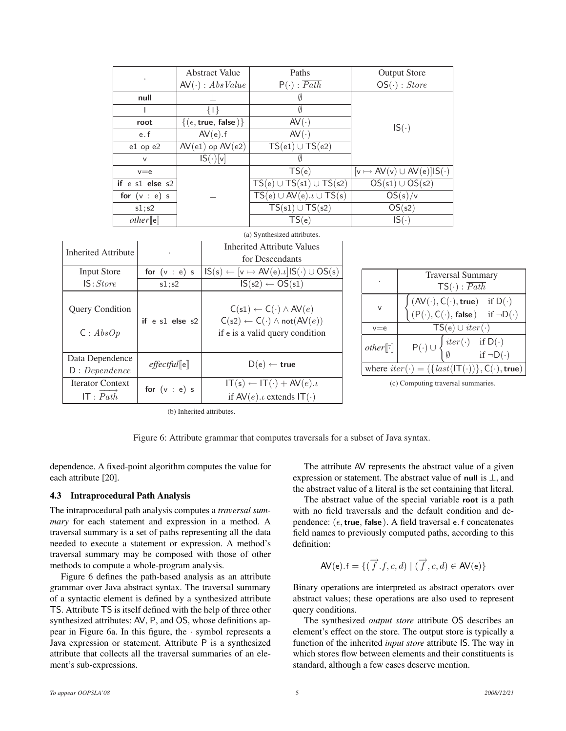| $\cdot$ | Abstract Value $\mathsf{AV}(\cdot) : \mathit{AbsValue}$ | Paths $\mathsf{P}(\cdot) : \overline{\mathit{Path}}$ | Output Store $\mathsf{OS}(\cdot) : \mathit{Store}$ |
|---|---|---|---|
| **null** | $\bot$ | $\emptyset$ | $\mathsf{IS}(\cdot)$ |
| l | $\{\mathsf{l}\}$ | $\emptyset$ | |
| **root** | $\{(\epsilon, \textbf{true}, \textbf{false})\}$ | $\mathsf{AV}(\cdot)$ | |
| e.f | $\mathsf{AV}(\mathsf{e}).\mathsf{f}$ | $\mathsf{AV}(\cdot)$ | |
| e1 op e2 | $\mathsf{AV}(\mathsf{e1})\ \mathsf{op}\ \mathsf{AV}(\mathsf{e2})$ | $\mathsf{TS}(\mathsf{e1}) \cup \mathsf{TS}(\mathsf{e2})$ | |
| v | $\mathsf{IS}(\cdot)[\mathsf{v}]$ | $\emptyset$ | |
| v=e | $\bot$ | $\mathsf{TS}(\mathsf{e})$ | $[\mathsf{v} \mapsto \mathsf{AV}(\mathsf{v}) \cup \mathsf{AV}(\mathsf{e})]\mathsf{IS}(\cdot)$ |
| **if** e s1 **else** s2 | | $\mathsf{TS}(\mathsf{e}) \cup \mathsf{TS}(\mathsf{s1}) \cup \mathsf{TS}(\mathsf{s2})$ | $\mathsf{OS}(\mathsf{s1}) \cup \mathsf{OS}(\mathsf{s2})$ |
| **for** (v : e) s | | $\mathsf{TS}(\mathsf{e}) \cup \mathsf{AV}(\mathsf{e}).\iota \cup \mathsf{TS}(\mathsf{s})$ | $\mathsf{OS}(\mathsf{s})/\mathsf{v}$ |
| s1;s2 | | $\mathsf{TS}(\mathsf{s1}) \cup \mathsf{TS}(\mathsf{s2})$ | $\mathsf{OS}(\mathsf{s2})$ |
| $\mathit{other}[\![\mathsf{e}]\!]$ | | $\mathsf{TS}(\mathsf{e})$ | $\mathsf{IS}(\cdot)$ |

(a) Synthesized attributes.

| Inherited Attribute | $\cdot$ | Inherited Attribute Values for Descendants |
|---|---|---|
| Input Store $\mathsf{IS} : \mathit{Store}$ | **for** (v : e) s | $\mathsf{IS}(\mathsf{s}) \leftarrow [\mathsf{v} \mapsto \mathsf{AV}(\mathsf{e}).\iota]\mathsf{IS}(\cdot) \cup \mathsf{OS}(\mathsf{s})$ |
| | s1;s2 | $\mathsf{IS}(\mathsf{s2}) \leftarrow \mathsf{OS}(\mathsf{s1})$ |
| Query Condition $\mathsf{C} : \mathit{AbsOp}$ | **if** e s1 **else** s2 | $\mathsf{C}(\mathsf{s1}) \leftarrow \mathsf{C}(\cdot) \wedge \mathsf{AV}(e)$; $\mathsf{C}(\mathsf{s2}) \leftarrow \mathsf{C}(\cdot) \wedge \mathsf{not}(\mathsf{AV}(e))$; if e is a valid query condition |
| Data Dependence $\mathsf{D} : \mathit{Dependence}$ | $\mathit{effectful}[\![\mathsf{e}]\!]$ | $\mathsf{D}(\mathsf{e}) \leftarrow \textbf{true}$ |
| Iterator Context $\mathsf{IT} : \overrightarrow{\mathit{Path}}$ | **for** (v : e) s | $\mathsf{IT}(\mathsf{s}) \leftarrow \mathsf{IT}(\cdot) + \mathsf{AV}(e).\iota$ if $\mathsf{AV}(e).\iota$ extends $\mathsf{IT}(\cdot)$ |

(b) Inherited attributes.

| $\cdot$ | Traversal Summary $\mathsf{TS}(\cdot) : \overline{\mathit{Path}}$ |
|---|---|
| v | $\begin{cases} (\mathsf{AV}(\cdot), \mathsf{C}(\cdot), \textbf{true}) & \text{if } \mathsf{D}(\cdot) \\ (\mathsf{P}(\cdot), \mathsf{C}(\cdot), \textbf{false}) & \text{if } \neg\mathsf{D}(\cdot) \end{cases}$ |
| v=e | $\mathsf{TS}(\mathsf{e}) \cup \mathit{iter}(\cdot)$ |
| $\mathit{other}[\![\cdot]\!]$ | $\mathsf{P}(\cdot) \cup \begin{cases} \mathit{iter}(\cdot) & \text{if } \mathsf{D}(\cdot) \\ \emptyset & \text{if } \neg\mathsf{D}(\cdot) \end{cases}$ |
| where $\mathit{iter}(\cdot) = (\{\mathit{last}(\mathsf{IT}(\cdot))\}, \mathsf{C}(\cdot), \textbf{true})$ | |

(c) Computing traversal summaries.

Figure 6: Attribute grammar that computes traversals for a subset of Java syntax.

dependence. A fixed-point algorithm computes the value for each attribute [20].

### 4.3 Intraprocedural Path Analysis

The intraprocedural path analysis computes a *traversal summary* for each statement and expression in a method. A traversal summary is a set of paths representing all the data needed to execute a statement or expression. A method's traversal summary may be composed with those of other methods to compute a whole-program analysis.

Figure 6 defines the path-based analysis as an attribute grammar over Java abstract syntax. The traversal summary of a syntactic element is defined by a synthesized attribute TS. Attribute TS is itself defined with the help of three other synthesized attributes: AV, P, and OS, whose definitions appear in Figure 6a. In this figure, the $\cdot$ symbol represents a Java expression or statement. Attribute P is a synthesized attribute that collects all the traversal summaries of an element's sub-expressions.

The attribute AV represents the abstract value of a given expression or statement. The abstract value of **null** is $\bot$, and the abstract value of a literal is the set containing that literal.

The abstract value of the special variable **root** is a path with no field traversals and the default condition and dependence: $(\epsilon, \textbf{true}, \textbf{false})$. A field traversal e.f concatenates field names to previously computed paths, according to this definition:

$$\mathsf{AV}(\mathsf{e}).\mathsf{f} = \{(\overrightarrow{f}.f, c, d) \mid (\overrightarrow{f}, c, d) \in \mathsf{AV}(\mathsf{e})\}$$

Binary operations are interpreted as abstract operators over abstract values; these operations are also used to represent query conditions.

The synthesized *output store* attribute OS describes an element's effect on the store. The output store is typically a function of the inherited *input store* attribute IS. The way in which stores flow between elements and their constituents is standard, although a few cases deserve mention.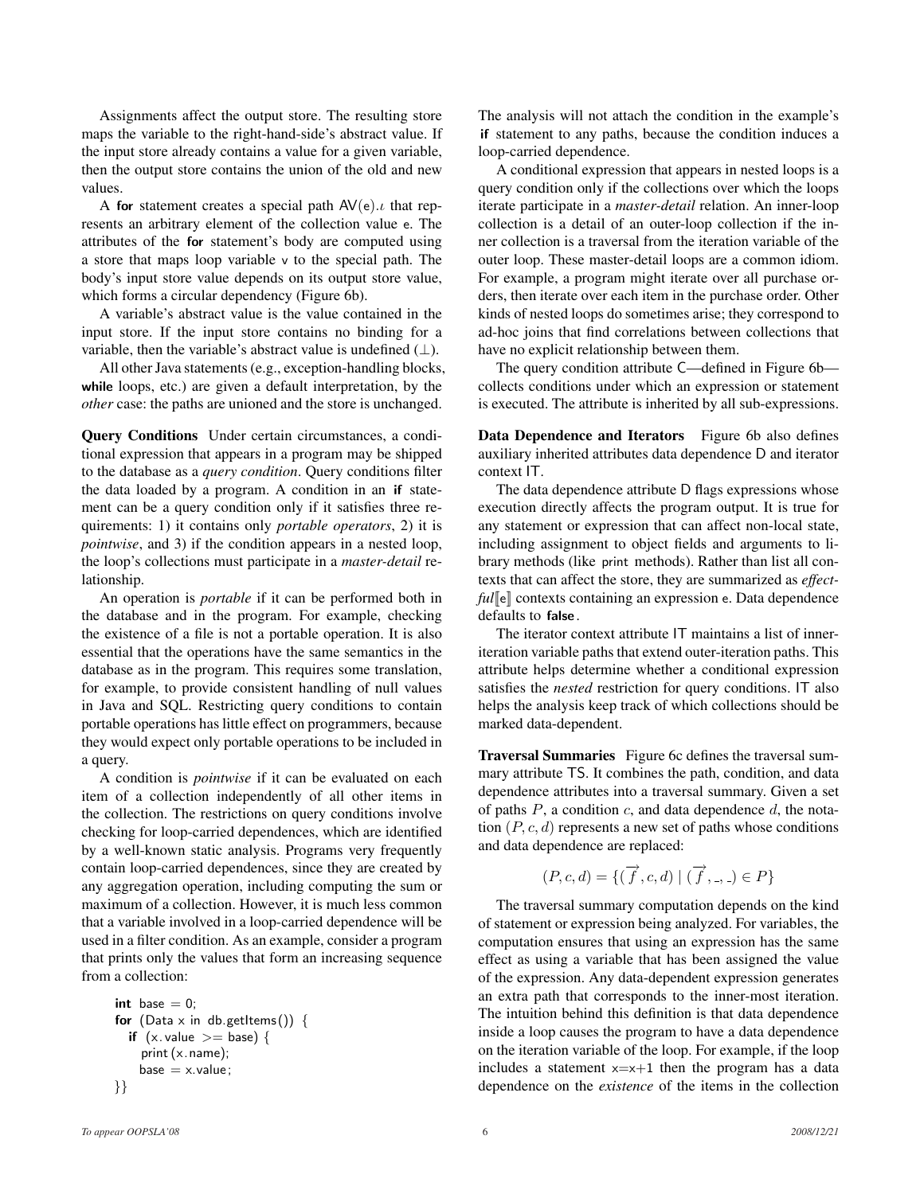Assignments affect the output store. The resulting store maps the variable to the right-hand-side's abstract value. If the input store already contains a value for a given variable, then the output store contains the union of the old and new values.

A **for** statement creates a special path $\mathsf{AV}(\mathsf{e}).\iota$ that represents an arbitrary element of the collection value e. The attributes of the **for** statement's body are computed using a store that maps loop variable v to the special path. The body's input store value depends on its output store value, which forms a circular dependency (Figure 6b).

A variable's abstract value is the value contained in the input store. If the input store contains no binding for a variable, then the variable's abstract value is undefined ($\perp$).

All other Java statements (e.g., exception-handling blocks, **while** loops, etc.) are given a default interpretation, by the *other* case: the paths are unioned and the store is unchanged.

**Query Conditions** Under certain circumstances, a conditional expression that appears in a program may be shipped to the database as a *query condition*. Query conditions filter the data loaded by a program. A condition in an **if** statement can be a query condition only if it satisfies three requirements: 1) it contains only *portable operators*, 2) it is *pointwise*, and 3) if the condition appears in a nested loop, the loop's collections must participate in a *master-detail* relationship.

An operation is *portable* if it can be performed both in the database and in the program. For example, checking the existence of a file is not a portable operation. It is also essential that the operations have the same semantics in the database as in the program. This requires some translation, for example, to provide consistent handling of null values in Java and SQL. Restricting query conditions to contain portable operations has little effect on programmers, because they would expect only portable operations to be included in a query.

A condition is *pointwise* if it can be evaluated on each item of a collection independently of all other items in the collection. The restrictions on query conditions involve checking for loop-carried dependences, which are identified by a well-known static analysis. Programs very frequently contain loop-carried dependences, since they are created by any aggregation operation, including computing the sum or maximum of a collection. However, it is much less common that a variable involved in a loop-carried dependence will be used in a filter condition. As an example, consider a program that prints only the values that form an increasing sequence from a collection:

```
int base = 0;
for (Data x in db.getItems()) {
  if (x.value >= base) {
    print(x.name);
    base = x.value;
}}
```

The analysis will not attach the condition in the example's **if** statement to any paths, because the condition induces a loop-carried dependence.

A conditional expression that appears in nested loops is a query condition only if the collections over which the loops iterate participate in a *master-detail* relation. An inner-loop collection is a detail of an outer-loop collection if the inner collection is a traversal from the iteration variable of the outer loop. These master-detail loops are a common idiom. For example, a program might iterate over all purchase orders, then iterate over each item in the purchase order. Other kinds of nested loops do sometimes arise; they correspond to ad-hoc joins that find correlations between collections that have no explicit relationship between them.

The query condition attribute C—defined in Figure 6b—collects conditions under which an expression or statement is executed. The attribute is inherited by all sub-expressions.

**Data Dependence and Iterators** Figure 6b also defines auxiliary inherited attributes data dependence D and iterator context IT.

The data dependence attribute D flags expressions whose execution directly affects the program output. It is true for any statement or expression that can affect non-local state, including assignment to object fields and arguments to library methods (like print methods). Rather than list all contexts that can affect the store, they are summarized as *effectful*$[\![\mathsf{e}]\!]$ contexts containing an expression e. Data dependence defaults to **false**.

The iterator context attribute IT maintains a list of inner-iteration variable paths that extend outer-iteration paths. This attribute helps determine whether a conditional expression satisfies the *nested* restriction for query conditions. IT also helps the analysis keep track of which collections should be marked data-dependent.

**Traversal Summaries** Figure 6c defines the traversal summary attribute TS. It combines the path, condition, and data dependence attributes into a traversal summary. Given a set of paths $P$, a condition $c$, and data dependence $d$, the notation $(P, c, d)$ represents a new set of paths whose conditions and data dependence are replaced:

$$(P, c, d) = \{(\overrightarrow{f}, c, d) \mid (\overrightarrow{f}, \_, \_) \in P\}$$

The traversal summary computation depends on the kind of statement or expression being analyzed. For variables, the computation ensures that using an expression has the same effect as using a variable that has been assigned the value of the expression. Any data-dependent expression generates an extra path that corresponds to the inner-most iteration. The intuition behind this definition is that data dependence inside a loop causes the program to have a data dependence on the iteration variable of the loop. For example, if the loop includes a statement x=x+1 then the program has a data dependence on the *existence* of the items in the collection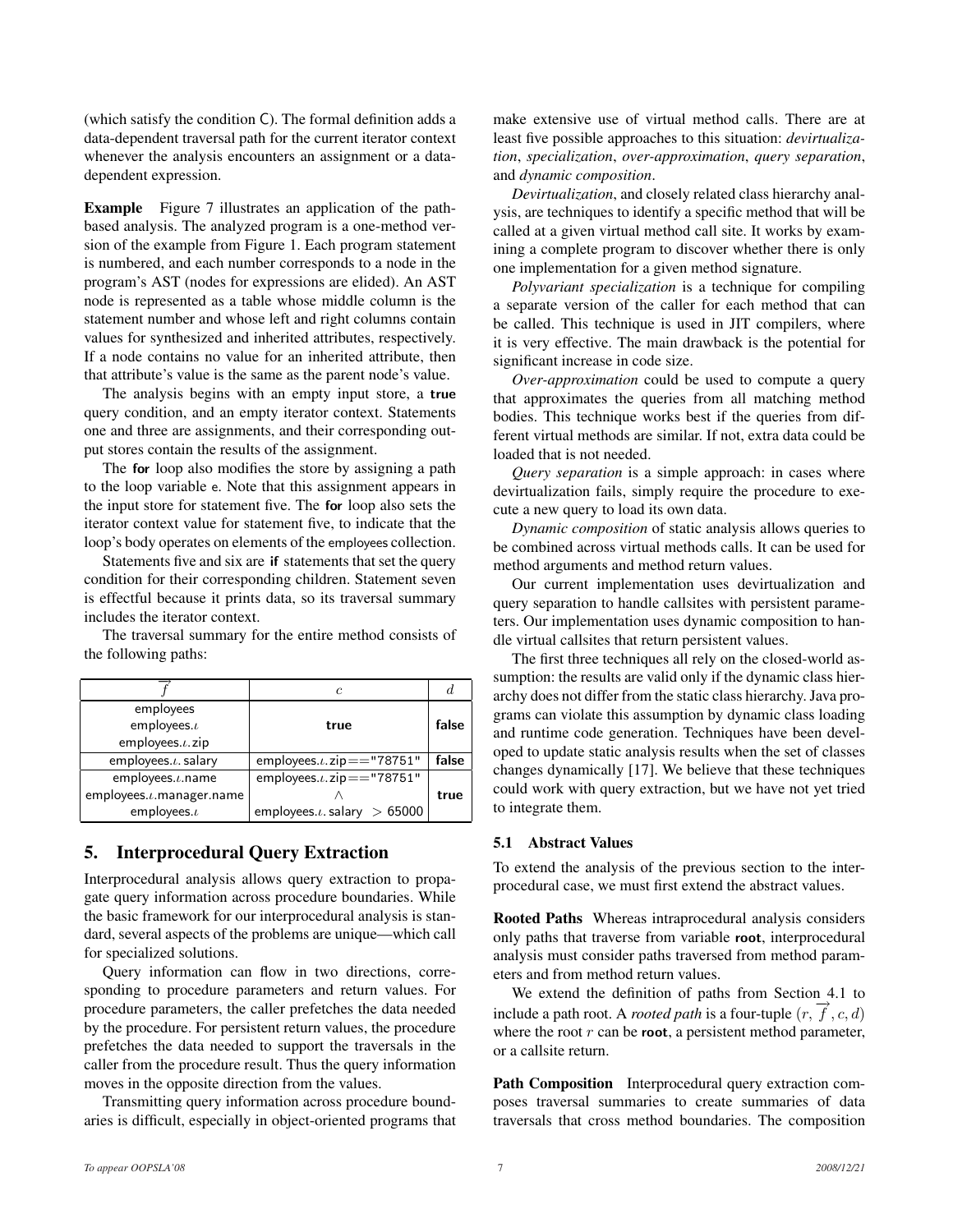(which satisfy the condition C). The formal definition adds a data-dependent traversal path for the current iterator context whenever the analysis encounters an assignment or a data-dependent expression.

**Example** Figure 7 illustrates an application of the path-based analysis. The analyzed program is a one-method version of the example from Figure 1. Each program statement is numbered, and each number corresponds to a node in the program's AST (nodes for expressions are elided). An AST node is represented as a table whose middle column is the statement number and whose left and right columns contain values for synthesized and inherited attributes, respectively. If a node contains no value for an inherited attribute, then that attribute's value is the same as the parent node's value.

The analysis begins with an empty input store, a **true** query condition, and an empty iterator context. Statements one and three are assignments, and their corresponding output stores contain the results of the assignment.

The **for** loop also modifies the store by assigning a path to the loop variable e. Note that this assignment appears in the input store for statement five. The **for** loop also sets the iterator context value for statement five, to indicate that the loop's body operates on elements of the employees collection.

Statements five and six are **if** statements that set the query condition for their corresponding children. Statement seven is effectful because it prints data, so its traversal summary includes the iterator context.

The traversal summary for the entire method consists of the following paths:

| $\overrightarrow{f}$ | $c$ | $d$ |
|---|---|---|
| employees<br>employees.$\iota$<br>employees.$\iota$.zip | **true** | **false** |
| employees.$\iota$.salary | employees.$\iota$.zip=="78751" | **false** |
| employees.$\iota$.name<br>employees.$\iota$.manager.name<br>employees.$\iota$ | employees.$\iota$.zip=="78751"<br>$\wedge$<br>employees.$\iota$.salary $> 65000$ | **true** |

## 5. Interprocedural Query Extraction

Interprocedural analysis allows query extraction to propagate query information across procedure boundaries. While the basic framework for our interprocedural analysis is standard, several aspects of the problems are unique—which call for specialized solutions.

Query information can flow in two directions, corresponding to procedure parameters and return values. For procedure parameters, the caller prefetches the data needed by the procedure. For persistent return values, the procedure prefetches the data needed to support the traversals in the caller from the procedure result. Thus the query information moves in the opposite direction from the values.

Transmitting query information across procedure boundaries is difficult, especially in object-oriented programs that make extensive use of virtual method calls. There are at least five possible approaches to this situation: *devirtualization*, *specialization*, *over-approximation*, *query separation*, and *dynamic composition*.

*Devirtualization*, and closely related class hierarchy analysis, are techniques to identify a specific method that will be called at a given virtual method call site. It works by examining a complete program to discover whether there is only one implementation for a given method signature.

*Polyvariant specialization* is a technique for compiling a separate version of the caller for each method that can be called. This technique is used in JIT compilers, where it is very effective. The main drawback is the potential for significant increase in code size.

*Over-approximation* could be used to compute a query that approximates the queries from all matching method bodies. This technique works best if the queries from different virtual methods are similar. If not, extra data could be loaded that is not needed.

*Query separation* is a simple approach: in cases where devirtualization fails, simply require the procedure to execute a new query to load its own data.

*Dynamic composition* of static analysis allows queries to be combined across virtual methods calls. It can be used for method arguments and method return values.

Our current implementation uses devirtualization and query separation to handle callsites with persistent parameters. Our implementation uses dynamic composition to handle virtual callsites that return persistent values.

The first three techniques all rely on the closed-world assumption: the results are valid only if the dynamic class hierarchy does not differ from the static class hierarchy. Java programs can violate this assumption by dynamic class loading and runtime code generation. Techniques have been developed to update static analysis results when the set of classes changes dynamically [17]. We believe that these techniques could work with query extraction, but we have not yet tried to integrate them.

### 5.1 Abstract Values

To extend the analysis of the previous section to the interprocedural case, we must first extend the abstract values.

**Rooted Paths** Whereas intraprocedural analysis considers only paths that traverse from variable **root**, interprocedural analysis must consider paths traversed from method parameters and from method return values.

We extend the definition of paths from Section 4.1 to include a path root. A *rooted path* is a four-tuple $(r, \overrightarrow{f}, c, d)$ where the root $r$ can be **root**, a persistent method parameter, or a callsite return.

**Path Composition** Interprocedural query extraction composes traversal summaries to create summaries of data traversals that cross method boundaries. The composition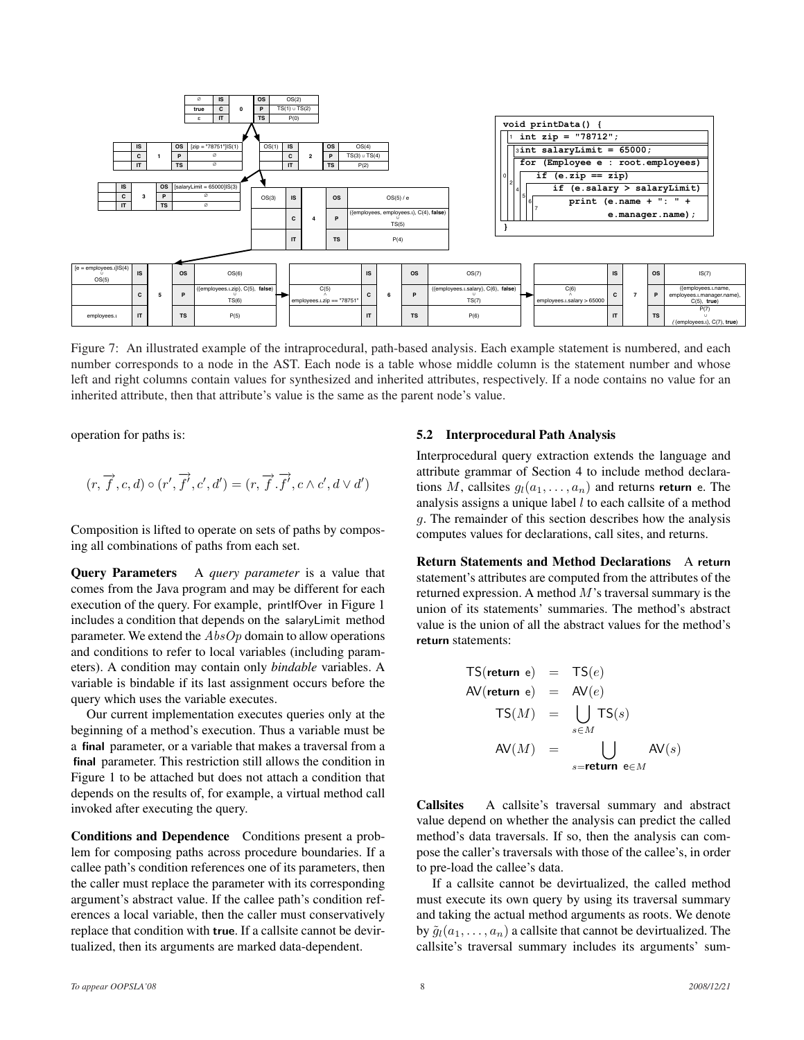Figure 7: An illustrated example of the intraprocedural, path-based analysis. Each example statement is numbered, and each number corresponds to a node in the AST. Each node is a table whose middle column is the statement number and whose left and right columns contain values for synthesized and inherited attributes, respectively. If a node contains no value for an inherited attribute, then that attribute's value is the same as the parent node's value.

```
void printData() {
  int zip = "78712";
  int salaryLimit = 65000;
  for (Employee e : root.employees)
    if (e.zip == zip)
      if (e.salary > salaryLimit)
        print (e.name + ": " +
               e.manager.name);
}
```

operation for paths is:

$$(r, \overrightarrow{f}, c, d) \circ (r', \overrightarrow{f'}, c', d') = (r, \overrightarrow{f}.\overrightarrow{f'}, c \wedge c', d \vee d')$$

Composition is lifted to operate on sets of paths by composing all combinations of paths from each set.

**Query Parameters** A *query parameter* is a value that comes from the Java program and may be different for each execution of the query. For example, printIfOver in Figure 1 includes a condition that depends on the salaryLimit method parameter. We extend the $AbsOp$ domain to allow operations and conditions to refer to local variables (including parameters). A condition may contain only *bindable* variables. A variable is bindable if its last assignment occurs before the query which uses the variable executes.

Our current implementation executes queries only at the beginning of a method's execution. Thus a variable must be a **final** parameter, or a variable that makes a traversal from a **final** parameter. This restriction still allows the condition in Figure 1 to be attached but does not attach a condition that depends on the results of, for example, a virtual method call invoked after executing the query.

**Conditions and Dependence** Conditions present a problem for composing paths across procedure boundaries. If a callee path's condition references one of its parameters, then the caller must replace the parameter with its corresponding argument's abstract value. If the callee path's condition references a local variable, then the caller must conservatively replace that condition with **true**. If a callsite cannot be devirtualized, then its arguments are marked data-dependent.

## 5.2 Interprocedural Path Analysis

Interprocedural query extraction extends the language and attribute grammar of Section 4 to include method declarations $M$, callsites $g_l(a_1, \ldots, a_n)$ and returns **return** e. The analysis assigns a unique label $l$ to each callsite of a method $g$. The remainder of this section describes how the analysis computes values for declarations, call sites, and returns.

**Return Statements and Method Declarations** A **return** statement's attributes are computed from the attributes of the returned expression. A method $M$'s traversal summary is the union of its statements' summaries. The method's abstract value is the union of all the abstract values for the method's **return** statements:

$$\begin{aligned}
\mathsf{TS}(\textbf{return}\ \mathsf{e}) &= \mathsf{TS}(e) \\
\mathsf{AV}(\textbf{return}\ \mathsf{e}) &= \mathsf{AV}(e) \\
\mathsf{TS}(M) &= \bigcup_{s \in M} \mathsf{TS}(s) \\
\mathsf{AV}(M) &= \bigcup_{s = \textbf{return}\ \mathsf{e} \in M} \mathsf{AV}(s)
\end{aligned}$$

**Callsites** A callsite's traversal summary and abstract value depend on whether the analysis can predict the called method's data traversals. If so, then the analysis can compose the caller's traversals with those of the callee's, in order to pre-load the callee's data.

If a callsite cannot be devirtualized, the called method must execute its own query by using its traversal summary and taking the actual method arguments as roots. We denote by $\tilde{g}_l(a_1, \ldots, a_n)$ a callsite that cannot be devirtualized. The callsite's traversal summary includes its arguments' sum-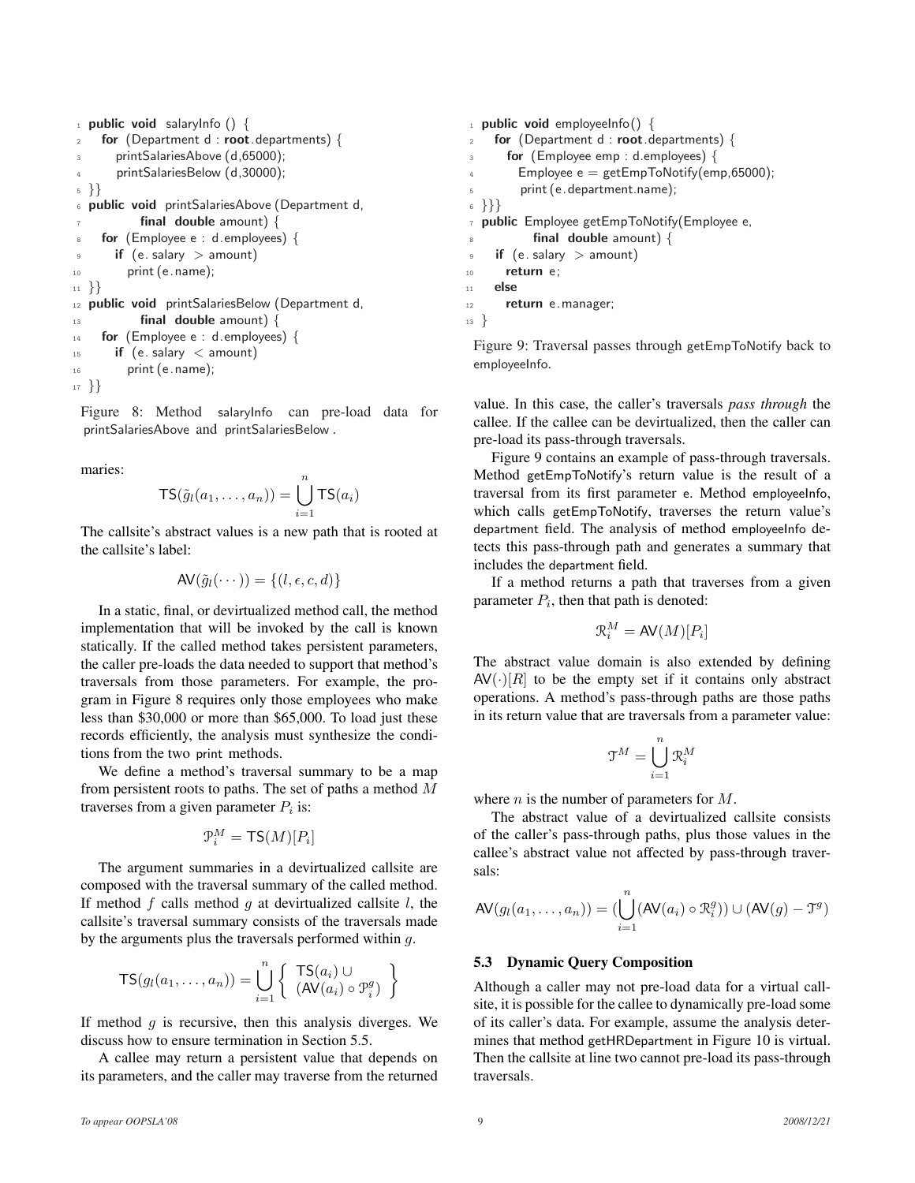```
1 public void salaryInfo () {
2   for (Department d : root.departments) {
3     printSalariesAbove (d,65000);
4     printSalariesBelow (d,30000);
5 }}
6 public void printSalariesAbove (Department d,
7           final double amount) {
8   for (Employee e : d.employees) {
9     if (e. salary > amount)
10      print (e.name);
11 }}
12 public void printSalariesBelow (Department d,
13          final double amount) {
14   for (Employee e : d.employees) {
15     if (e. salary < amount)
16       print (e.name);
17 }}
```

Figure 8: Method salaryInfo can pre-load data for printSalariesAbove and printSalariesBelow .

maries:

$$\mathsf{TS}(\tilde{g}_l(a_1, \ldots, a_n)) = \bigcup_{i=1}^{n} \mathsf{TS}(a_i)$$

The callsite's abstract values is a new path that is rooted at the callsite's label:

$$\mathsf{AV}(\tilde{g}_l(\cdots)) = \{(l, \epsilon, c, d)\}$$

In a static, final, or devirtualized method call, the method implementation that will be invoked by the call is known statically. If the called method takes persistent parameters, the caller pre-loads the data needed to support that method's traversals from those parameters. For example, the program in Figure 8 requires only those employees who make less than \$30,000 or more than \$65,000. To load just these records efficiently, the analysis must synthesize the conditions from the two print methods.

We define a method's traversal summary to be a map from persistent roots to paths. The set of paths a method $M$ traverses from a given parameter $P_i$ is:

$$\mathcal{P}_i^M = \mathsf{TS}(M)[P_i]$$

The argument summaries in a devirtualized callsite are composed with the traversal summary of the called method. If method $f$ calls method $g$ at devirtualized callsite $l$, the callsite's traversal summary consists of the traversals made by the arguments plus the traversals performed within $g$.

$$\mathsf{TS}(g_l(a_1, \ldots, a_n)) = \bigcup_{i=1}^{n} \left\{ \begin{array}{l} \mathsf{TS}(a_i) \cup \\ (\mathsf{AV}(a_i) \circ \mathcal{P}_i^g) \end{array} \right\}$$

If method $g$ is recursive, then this analysis diverges. We discuss how to ensure termination in Section 5.5.

A callee may return a persistent value that depends on its parameters, and the caller may traverse from the returned value. In this case, the caller's traversals *pass through* the callee. If the callee can be devirtualized, then the caller can pre-load its pass-through traversals.

```
1 public void employeeInfo() {
2   for (Department d : root.departments) {
3     for (Employee emp : d.employees) {
4       Employee e = getEmpToNotify(emp,65000);
5       print (e.department.name);
6 }}}
7 public Employee getEmpToNotify(Employee e,
8          final double amount) {
9   if (e. salary > amount)
10    return e;
11  else
12    return e.manager;
13 }
```

Figure 9: Traversal passes through getEmpToNotify back to employeeInfo.

Figure 9 contains an example of pass-through traversals. Method getEmpToNotify's return value is the result of a traversal from its first parameter e. Method employeeInfo, which calls getEmpToNotify, traverses the return value's department field. The analysis of method employeeInfo detects this pass-through path and generates a summary that includes the department field.

If a method returns a path that traverses from a given parameter $P_i$, then that path is denoted:

$$\mathcal{R}_i^M = \mathsf{AV}(M)[P_i]$$

The abstract value domain is also extended by defining $\mathsf{AV}(\cdot)[R]$ to be the empty set if it contains only abstract operations. A method's pass-through paths are those paths in its return value that are traversals from a parameter value:

$$\mathcal{T}^M = \bigcup_{i=1}^{n} \mathcal{R}_i^M$$

where $n$ is the number of parameters for $M$.

The abstract value of a devirtualized callsite consists of the caller's pass-through paths, plus those values in the callee's abstract value not affected by pass-through traversals:

$$\mathsf{AV}(g_l(a_1, \ldots, a_n)) = (\bigcup_{i=1}^{n} (\mathsf{AV}(a_i) \circ \mathcal{R}_i^g)) \cup (\mathsf{AV}(g) - \mathcal{T}^g)$$

### 5.3 Dynamic Query Composition

Although a caller may not pre-load data for a virtual callsite, it is possible for the callee to dynamically pre-load some of its caller's data. For example, assume the analysis determines that method getHRDepartment in Figure 10 is virtual. Then the callsite at line two cannot pre-load its pass-through traversals.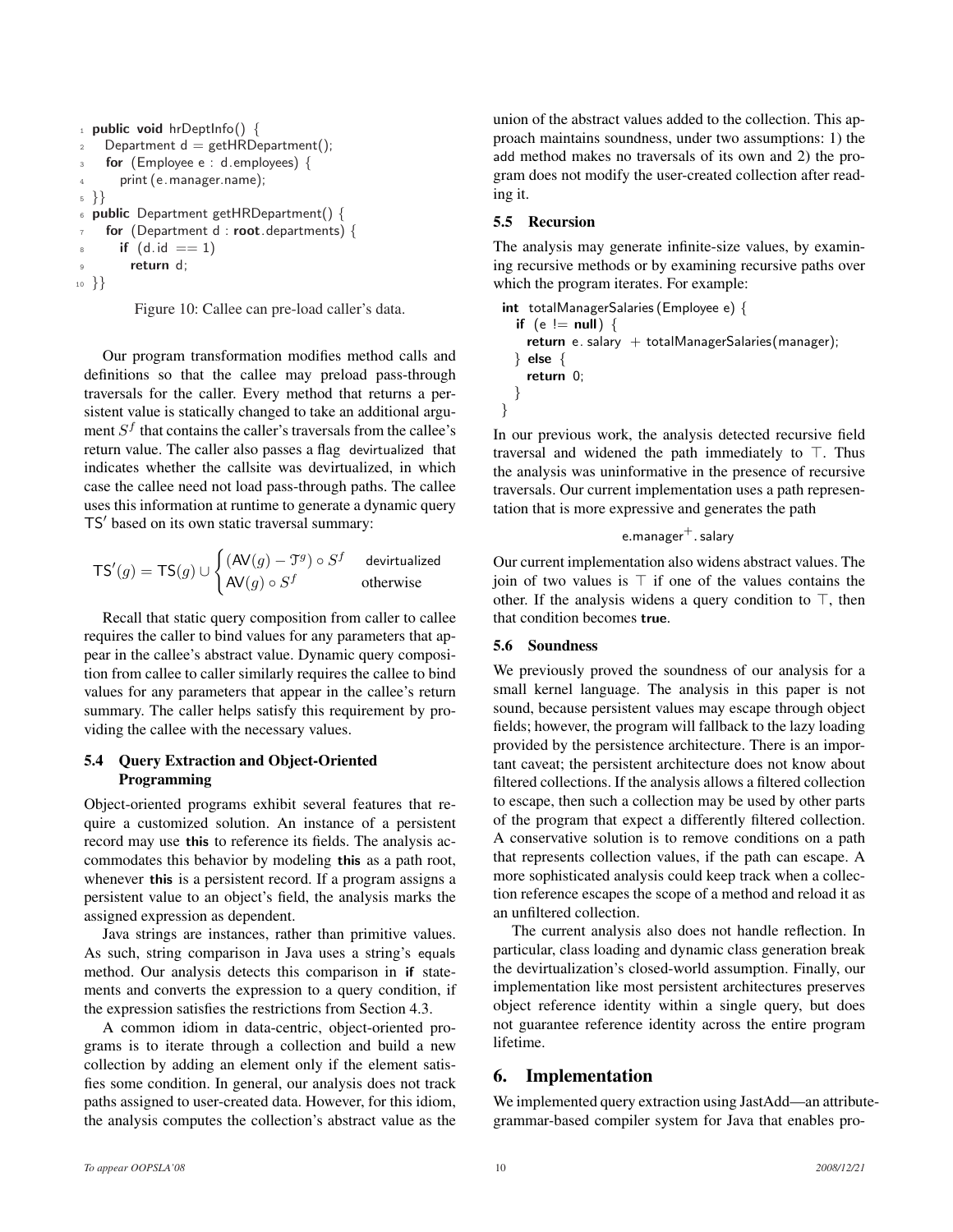```
1  public void hrDeptInfo() {
2    Department d = getHRDepartment();
3    for (Employee e : d.employees) {
4      print (e.manager.name);
5  }}
6  public Department getHRDepartment() {
7    for (Department d : root.departments) {
8      if (d.id == 1)
9        return d;
10 }}
```

Figure 10: Callee can pre-load caller's data.

Our program transformation modifies method calls and definitions so that the callee may preload pass-through traversals for the caller. Every method that returns a persistent value is statically changed to take an additional argument $S^f$ that contains the caller's traversals from the callee's return value. The caller also passes a flag devirtualized that indicates whether the callsite was devirtualized, in which case the callee need not load pass-through paths. The callee uses this information at runtime to generate a dynamic query $\mathsf{TS}'$ based on its own static traversal summary:

$$\mathsf{TS}'(g) = \mathsf{TS}(g) \cup \begin{cases} (\mathsf{AV}(g) - \mathcal{T}^g) \circ S^f & \text{devirtualized} \\ \mathsf{AV}(g) \circ S^f & \text{otherwise} \end{cases}$$

Recall that static query composition from caller to callee requires the caller to bind values for any parameters that appear in the callee's abstract value. Dynamic query composition from callee to caller similarly requires the callee to bind values for any parameters that appear in the callee's return summary. The caller helps satisfy this requirement by providing the callee with the necessary values.

### 5.4 Query Extraction and Object-Oriented Programming

Object-oriented programs exhibit several features that require a customized solution. An instance of a persistent record may use **this** to reference its fields. The analysis accommodates this behavior by modeling **this** as a path root, whenever **this** is a persistent record. If a program assigns a persistent value to an object's field, the analysis marks the assigned expression as dependent.

Java strings are instances, rather than primitive values. As such, string comparison in Java uses a string's equals method. Our analysis detects this comparison in **if** statements and converts the expression to a query condition, if the expression satisfies the restrictions from Section 4.3.

A common idiom in data-centric, object-oriented programs is to iterate through a collection and build a new collection by adding an element only if the element satisfies some condition. In general, our analysis does not track paths assigned to user-created data. However, for this idiom, the analysis computes the collection's abstract value as the union of the abstract values added to the collection. This approach maintains soundness, under two assumptions: 1) the add method makes no traversals of its own and 2) the program does not modify the user-created collection after reading it.

### 5.5 Recursion

The analysis may generate infinite-size values, by examining recursive methods or by examining recursive paths over which the program iterates. For example:

```
int totalManagerSalaries(Employee e) {
  if (e != null) {
    return e.salary + totalManagerSalaries(manager);
  } else {
    return 0;
  }
}
```

In our previous work, the analysis detected recursive field traversal and widened the path immediately to $\top$. Thus the analysis was uninformative in the presence of recursive traversals. Our current implementation uses a path representation that is more expressive and generates the path

$$\mathsf{e.manager}^{+}\mathsf{.salary}$$

Our current implementation also widens abstract values. The join of two values is $\top$ if one of the values contains the other. If the analysis widens a query condition to $\top$, then that condition becomes **true**.

### 5.6 Soundness

We previously proved the soundness of our analysis for a small kernel language. The analysis in this paper is not sound, because persistent values may escape through object fields; however, the program will fallback to the lazy loading provided by the persistence architecture. There is an important caveat; the persistent architecture does not know about filtered collections. If the analysis allows a filtered collection to escape, then such a collection may be used by other parts of the program that expect a differently filtered collection. A conservative solution is to remove conditions on a path that represents collection values, if the path can escape. A more sophisticated analysis could keep track when a collection reference escapes the scope of a method and reload it as an unfiltered collection.

The current analysis also does not handle reflection. In particular, class loading and dynamic class generation break the devirtualization's closed-world assumption. Finally, our implementation like most persistent architectures preserves object reference identity within a single query, but does not guarantee reference identity across the entire program lifetime.

## 6. Implementation

We implemented query extraction using JastAdd—an attribute-grammar-based compiler system for Java that enables pro-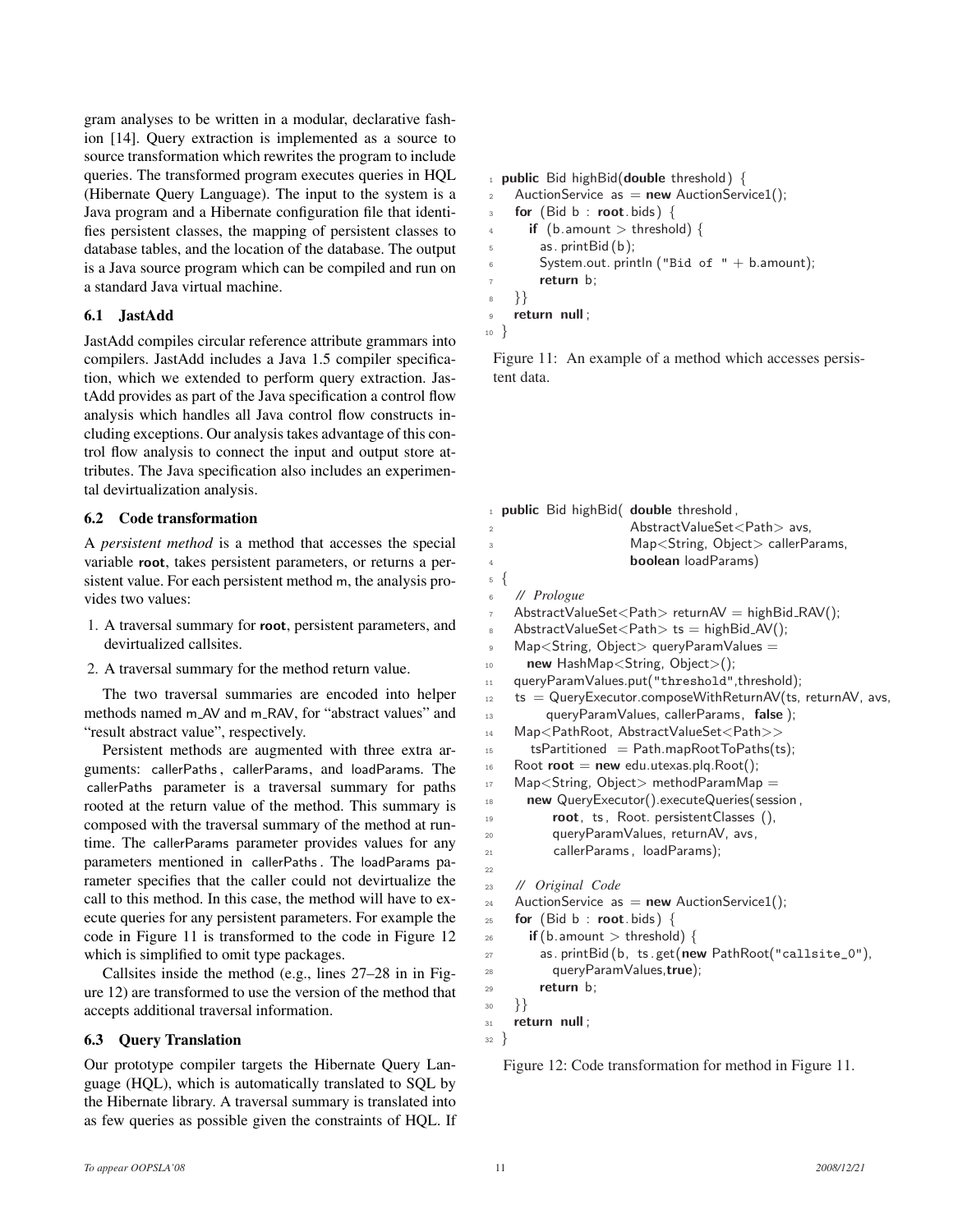gram analyses to be written in a modular, declarative fashion [14]. Query extraction is implemented as a source to source transformation which rewrites the program to include queries. The transformed program executes queries in HQL (Hibernate Query Language). The input to the system is a Java program and a Hibernate configuration file that identifies persistent classes, the mapping of persistent classes to database tables, and the location of the database. The output is a Java source program which can be compiled and run on a standard Java virtual machine.

### 6.1 JastAdd

JastAdd compiles circular reference attribute grammars into compilers. JastAdd includes a Java 1.5 compiler specification, which we extended to perform query extraction. JastAdd provides as part of the Java specification a control flow analysis which handles all Java control flow constructs including exceptions. Our analysis takes advantage of this control flow analysis to connect the input and output store attributes. The Java specification also includes an experimental devirtualization analysis.

### 6.2 Code transformation

A *persistent method* is a method that accesses the special variable **root**, takes persistent parameters, or returns a persistent value. For each persistent method m, the analysis provides two values:

1. A traversal summary for **root**, persistent parameters, and devirtualized callsites.
2. A traversal summary for the method return value.

The two traversal summaries are encoded into helper methods named m_AV and m_RAV, for "abstract values" and "result abstract value", respectively.

Persistent methods are augmented with three extra arguments: callerPaths, callerParams, and loadParams. The callerPaths parameter is a traversal summary for paths rooted at the return value of the method. This summary is composed with the traversal summary of the method at runtime. The callerParams parameter provides values for any parameters mentioned in callerPaths. The loadParams parameter specifies that the caller could not devirtualize the call to this method. In this case, the method will have to execute queries for any persistent parameters. For example the code in Figure 11 is transformed to the code in Figure 12 which is simplified to omit type packages.

Callsites inside the method (e.g., lines 27–28 in in Figure 12) are transformed to use the version of the method that accepts additional traversal information.

### 6.3 Query Translation

Our prototype compiler targets the Hibernate Query Language (HQL), which is automatically translated to SQL by the Hibernate library. A traversal summary is translated into as few queries as possible given the constraints of HQL. If

```
1  public Bid highBid(double threshold) {
2    AuctionService as = new AuctionService1();
3    for (Bid b : root.bids) {
4      if (b.amount > threshold) {
5        as.printBid(b);
6        System.out.println("Bid of " + b.amount);
7        return b;
8    }}
9    return null;
10 }
```

Figure 11: An example of a method which accesses persistent data.

```
1  public Bid highBid( double threshold,
2                      AbstractValueSet<Path> avs,
3                      Map<String, Object> callerParams,
4                      boolean loadParams)
5  {
6    // Prologue
7    AbstractValueSet<Path> returnAV = highBid_RAV();
8    AbstractValueSet<Path> ts = highBid_AV();
9    Map<String, Object> queryParamValues =
10     new HashMap<String, Object>();
11   queryParamValues.put("threshold",threshold);
12   ts = QueryExecutor.composeWithReturnAV(ts, returnAV, avs,
13        queryParamValues, callerParams, false);
14   Map<PathRoot, AbstractValueSet<Path>>
15      tsPartitioned = Path.mapRootToPaths(ts);
16   Root root = new edu.utexas.plq.Root();
17   Map<String, Object> methodParamMap =
18     new QueryExecutor().executeQueries(session,
19          root, ts, Root.persistentClasses(),
20          queryParamValues, returnAV, avs,
21          callerParams, loadParams);
22
23   // Original Code
24   AuctionService as = new AuctionService1();
25   for (Bid b : root.bids) {
26     if(b.amount > threshold) {
27       as.printBid(b, ts.get(new PathRoot("callsite_0"),
28          queryParamValues,true);
29       return b;
30   }}
31   return null;
32 }
```

Figure 12: Code transformation for method in Figure 11.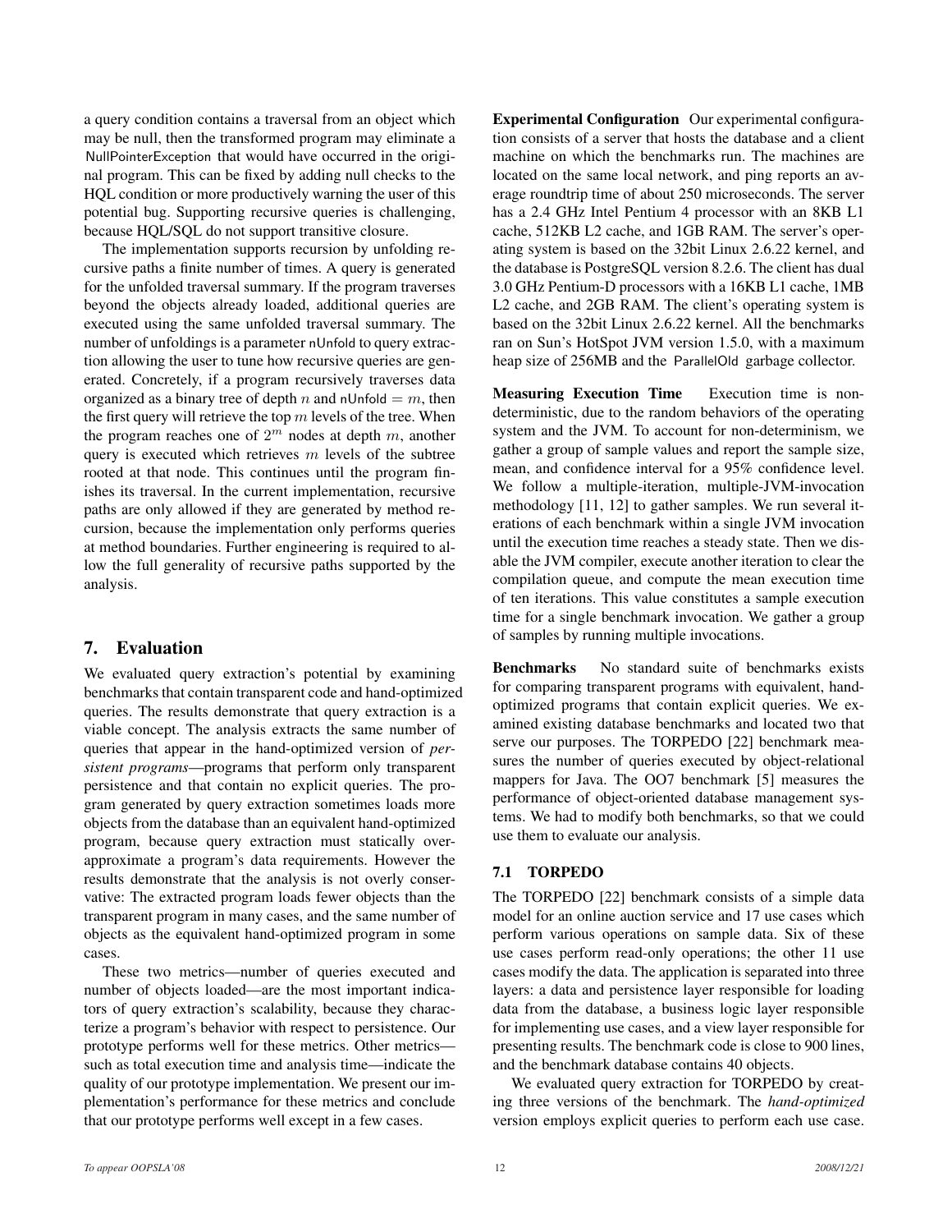a query condition contains a traversal from an object which may be null, then the transformed program may eliminate a NullPointerException that would have occurred in the original program. This can be fixed by adding null checks to the HQL condition or more productively warning the user of this potential bug. Supporting recursive queries is challenging, because HQL/SQL do not support transitive closure.

The implementation supports recursion by unfolding recursive paths a finite number of times. A query is generated for the unfolded traversal summary. If the program traverses beyond the objects already loaded, additional queries are executed using the same unfolded traversal summary. The number of unfoldings is a parameter nUnfold to query extraction allowing the user to tune how recursive queries are generated. Concretely, if a program recursively traverses data organized as a binary tree of depth $n$ and nUnfold $= m$, then the first query will retrieve the top $m$ levels of the tree. When the program reaches one of $2^m$ nodes at depth $m$, another query is executed which retrieves $m$ levels of the subtree rooted at that node. This continues until the program finishes its traversal. In the current implementation, recursive paths are only allowed if they are generated by method recursion, because the implementation only performs queries at method boundaries. Further engineering is required to allow the full generality of recursive paths supported by the analysis.

## 7. Evaluation

We evaluated query extraction's potential by examining benchmarks that contain transparent code and hand-optimized queries. The results demonstrate that query extraction is a viable concept. The analysis extracts the same number of queries that appear in the hand-optimized version of *persistent programs*—programs that perform only transparent persistence and that contain no explicit queries. The program generated by query extraction sometimes loads more objects from the database than an equivalent hand-optimized program, because query extraction must statically overapproximate a program's data requirements. However the results demonstrate that the analysis is not overly conservative: The extracted program loads fewer objects than the transparent program in many cases, and the same number of objects as the equivalent hand-optimized program in some cases.

These two metrics—number of queries executed and number of objects loaded—are the most important indicators of query extraction's scalability, because they characterize a program's behavior with respect to persistence. Our prototype performs well for these metrics. Other metrics—such as total execution time and analysis time—indicate the quality of our prototype implementation. We present our implementation's performance for these metrics and conclude that our prototype performs well except in a few cases.

**Experimental Configuration** Our experimental configuration consists of a server that hosts the database and a client machine on which the benchmarks run. The machines are located on the same local network, and ping reports an average roundtrip time of about 250 microseconds. The server has a 2.4 GHz Intel Pentium 4 processor with an 8KB L1 cache, 512KB L2 cache, and 1GB RAM. The server's operating system is based on the 32bit Linux 2.6.22 kernel, and the database is PostgreSQL version 8.2.6. The client has dual 3.0 GHz Pentium-D processors with a 16KB L1 cache, 1MB L2 cache, and 2GB RAM. The client's operating system is based on the 32bit Linux 2.6.22 kernel. All the benchmarks ran on Sun's HotSpot JVM version 1.5.0, with a maximum heap size of 256MB and the ParallelOld garbage collector.

**Measuring Execution Time** Execution time is nondeterministic, due to the random behaviors of the operating system and the JVM. To account for non-determinism, we gather a group of sample values and report the sample size, mean, and confidence interval for a 95% confidence level. We follow a multiple-iteration, multiple-JVM-invocation methodology [11, 12] to gather samples. We run several iterations of each benchmark within a single JVM invocation until the execution time reaches a steady state. Then we disable the JVM compiler, execute another iteration to clear the compilation queue, and compute the mean execution time of ten iterations. This value constitutes a sample execution time for a single benchmark invocation. We gather a group of samples by running multiple invocations.

**Benchmarks** No standard suite of benchmarks exists for comparing transparent programs with equivalent, hand-optimized programs that contain explicit queries. We examined existing database benchmarks and located two that serve our purposes. The TORPEDO [22] benchmark measures the number of queries executed by object-relational mappers for Java. The OO7 benchmark [5] measures the performance of object-oriented database management systems. We had to modify both benchmarks, so that we could use them to evaluate our analysis.

### 7.1 TORPEDO

The TORPEDO [22] benchmark consists of a simple data model for an online auction service and 17 use cases which perform various operations on sample data. Six of these use cases perform read-only operations; the other 11 use cases modify the data. The application is separated into three layers: a data and persistence layer responsible for loading data from the database, a business logic layer responsible for implementing use cases, and a view layer responsible for presenting results. The benchmark code is close to 900 lines, and the benchmark database contains 40 objects.

We evaluated query extraction for TORPEDO by creating three versions of the benchmark. The *hand-optimized* version employs explicit queries to perform each use case.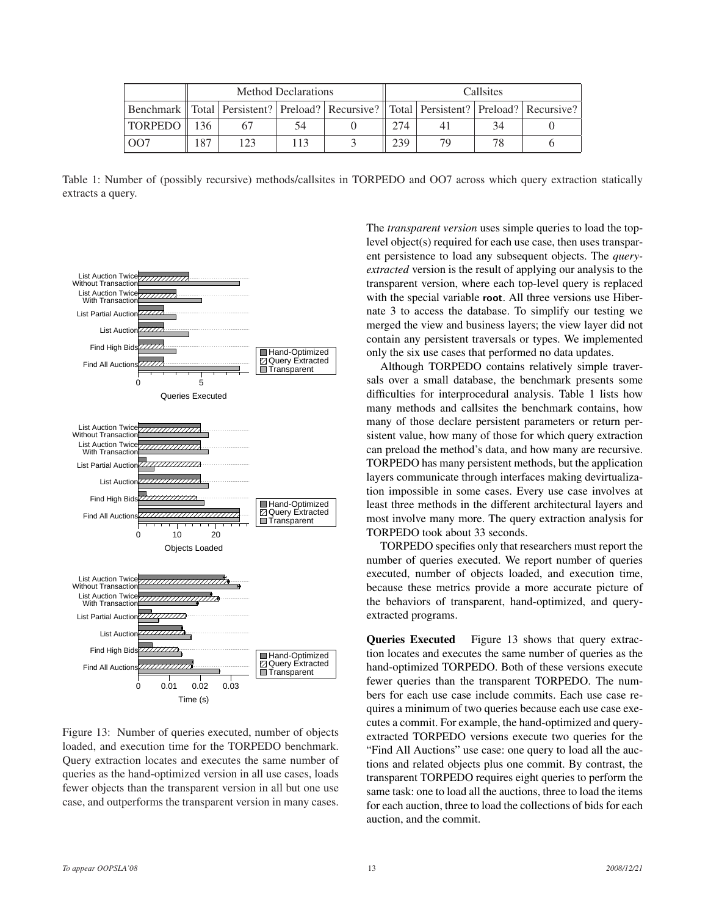|  | Method Declarations | | | | Callsites | | | |
|---|---|---|---|---|---|---|---|---|
| Benchmark | Total | Persistent? | Preload? | Recursive? | Total | Persistent? | Preload? | Recursive? |
| TORPEDO | 136 | 67 | 54 | 0 | 274 | 41 | 34 | 0 |
| OO7 | 187 | 123 | 113 | 3 | 239 | 79 | 78 | 6 |

Table 1: Number of (possibly recursive) methods/callsites in TORPEDO and OO7 across which query extraction statically extracts a query.

Figure 13: Number of queries executed, number of objects loaded, and execution time for the TORPEDO benchmark. Query extraction locates and executes the same number of queries as the hand-optimized version in all use cases, loads fewer objects than the transparent version in all but one use case, and outperforms the transparent version in many cases.

The *transparent version* uses simple queries to load the top-level object(s) required for each use case, then uses transparent persistence to load any subsequent objects. The *query-extracted* version is the result of applying our analysis to the transparent version, where each top-level query is replaced with the special variable **root**. All three versions use Hibernate 3 to access the database. To simplify our testing we merged the view and business layers; the view layer did not contain any persistent traversals or types. We implemented only the six use cases that performed no data updates.

Although TORPEDO contains relatively simple traversals over a small database, the benchmark presents some difficulties for interprocedural analysis. Table 1 lists how many methods and callsites the benchmark contains, how many of those declare persistent parameters or return persistent value, how many of those for which query extraction can preload the method's data, and how many are recursive. TORPEDO has many persistent methods, but the application layers communicate through interfaces making devirtualization impossible in some cases. Every use case involves at least three methods in the different architectural layers and most involve many more. The query extraction analysis for TORPEDO took about 33 seconds.

TORPEDO specifies only that researchers must report the number of queries executed. We report number of queries executed, number of objects loaded, and execution time, because these metrics provide a more accurate picture of the behaviors of transparent, hand-optimized, and query-extracted programs.

**Queries Executed** Figure 13 shows that query extraction locates and executes the same number of queries as the hand-optimized TORPEDO. Both of these versions execute fewer queries than the transparent TORPEDO. The numbers for each use case include commits. Each use case requires a minimum of two queries because each use case executes a commit. For example, the hand-optimized and query-extracted TORPEDO versions execute two queries for the "Find All Auctions" use case: one query to load all the auctions and related objects plus one commit. By contrast, the transparent TORPEDO requires eight queries to perform the same task: one to load all the auctions, three to load the items for each auction, three to load the collections of bids for each auction, and the commit.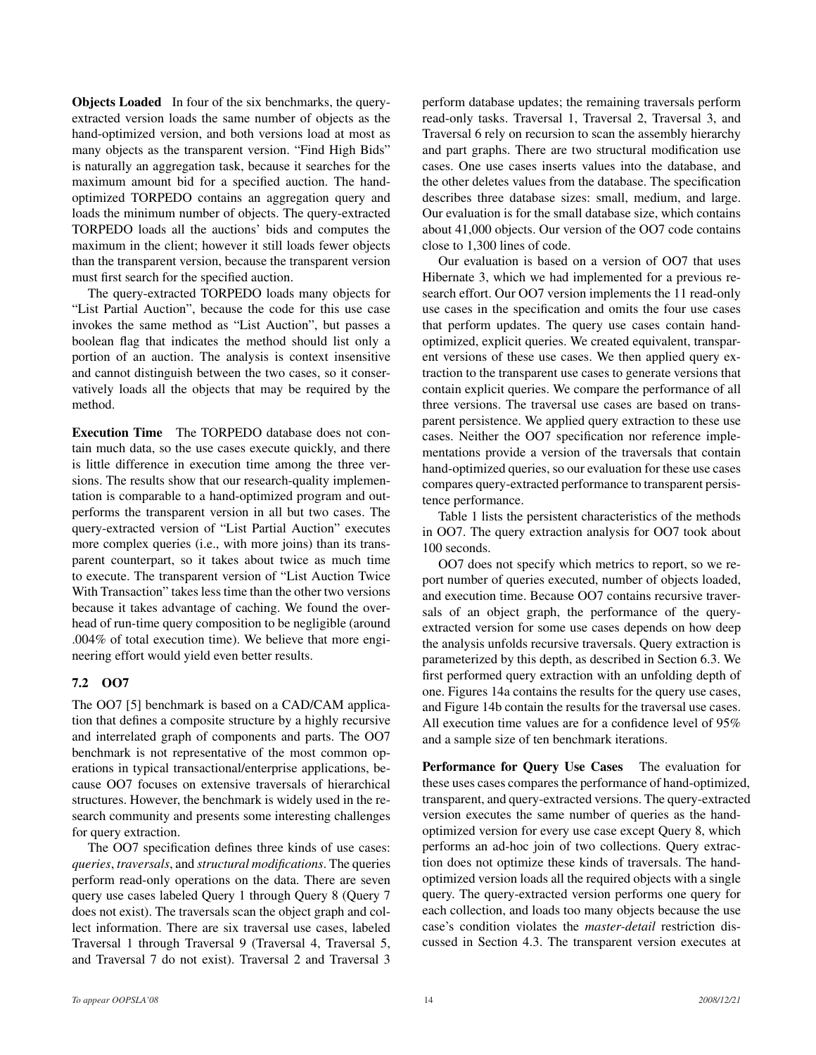**Objects Loaded** In four of the six benchmarks, the query-extracted version loads the same number of objects as the hand-optimized version, and both versions load at most as many objects as the transparent version. "Find High Bids" is naturally an aggregation task, because it searches for the maximum amount bid for a specified auction. The hand-optimized TORPEDO contains an aggregation query and loads the minimum number of objects. The query-extracted TORPEDO loads all the auctions' bids and computes the maximum in the client; however it still loads fewer objects than the transparent version, because the transparent version must first search for the specified auction.

The query-extracted TORPEDO loads many objects for "List Partial Auction", because the code for this use case invokes the same method as "List Auction", but passes a boolean flag that indicates the method should list only a portion of an auction. The analysis is context insensitive and cannot distinguish between the two cases, so it conservatively loads all the objects that may be required by the method.

**Execution Time** The TORPEDO database does not contain much data, so the use cases execute quickly, and there is little difference in execution time among the three versions. The results show that our research-quality implementation is comparable to a hand-optimized program and outperforms the transparent version in all but two cases. The query-extracted version of "List Partial Auction" executes more complex queries (i.e., with more joins) than its transparent counterpart, so it takes about twice as much time to execute. The transparent version of "List Auction Twice With Transaction" takes less time than the other two versions because it takes advantage of caching. We found the overhead of run-time query composition to be negligible (around .004% of total execution time). We believe that more engineering effort would yield even better results.

### 7.2 OO7

The OO7 [5] benchmark is based on a CAD/CAM application that defines a composite structure by a highly recursive and interrelated graph of components and parts. The OO7 benchmark is not representative of the most common operations in typical transactional/enterprise applications, because OO7 focuses on extensive traversals of hierarchical structures. However, the benchmark is widely used in the research community and presents some interesting challenges for query extraction.

The OO7 specification defines three kinds of use cases: *queries*, *traversals*, and *structural modifications*. The queries perform read-only operations on the data. There are seven query use cases labeled Query 1 through Query 8 (Query 7 does not exist). The traversals scan the object graph and collect information. There are six traversal use cases, labeled Traversal 1 through Traversal 9 (Traversal 4, Traversal 5, and Traversal 7 do not exist). Traversal 2 and Traversal 3 perform database updates; the remaining traversals perform read-only tasks. Traversal 1, Traversal 2, Traversal 3, and Traversal 6 rely on recursion to scan the assembly hierarchy and part graphs. There are two structural modification use cases. One use cases inserts values into the database, and the other deletes values from the database. The specification describes three database sizes: small, medium, and large. Our evaluation is for the small database size, which contains about 41,000 objects. Our version of the OO7 code contains close to 1,300 lines of code.

Our evaluation is based on a version of OO7 that uses Hibernate 3, which we had implemented for a previous research effort. Our OO7 version implements the 11 read-only use cases in the specification and omits the four use cases that perform updates. The query use cases contain hand-optimized, explicit queries. We created equivalent, transparent versions of these use cases. We then applied query extraction to the transparent use cases to generate versions that contain explicit queries. We compare the performance of all three versions. The traversal use cases are based on transparent persistence. We applied query extraction to these use cases. Neither the OO7 specification nor reference implementations provide a version of the traversals that contain hand-optimized queries, so our evaluation for these use cases compares query-extracted performance to transparent persistence performance.

Table 1 lists the persistent characteristics of the methods in OO7. The query extraction analysis for OO7 took about 100 seconds.

OO7 does not specify which metrics to report, so we report number of queries executed, number of objects loaded, and execution time. Because OO7 contains recursive traversals of an object graph, the performance of the query-extracted version for some use cases depends on how deep the analysis unfolds recursive traversals. Query extraction is parameterized by this depth, as described in Section 6.3. We first performed query extraction with an unfolding depth of one. Figures 14a contains the results for the query use cases, and Figure 14b contain the results for the traversal use cases. All execution time values are for a confidence level of 95% and a sample size of ten benchmark iterations.

**Performance for Query Use Cases** The evaluation for these uses cases compares the performance of hand-optimized, transparent, and query-extracted versions. The query-extracted version executes the same number of queries as the hand-optimized version for every use case except Query 8, which performs an ad-hoc join of two collections. Query extraction does not optimize these kinds of traversals. The hand-optimized version loads all the required objects with a single query. The query-extracted version performs one query for each collection, and loads too many objects because the use case's condition violates the *master-detail* restriction discussed in Section 4.3. The transparent version executes at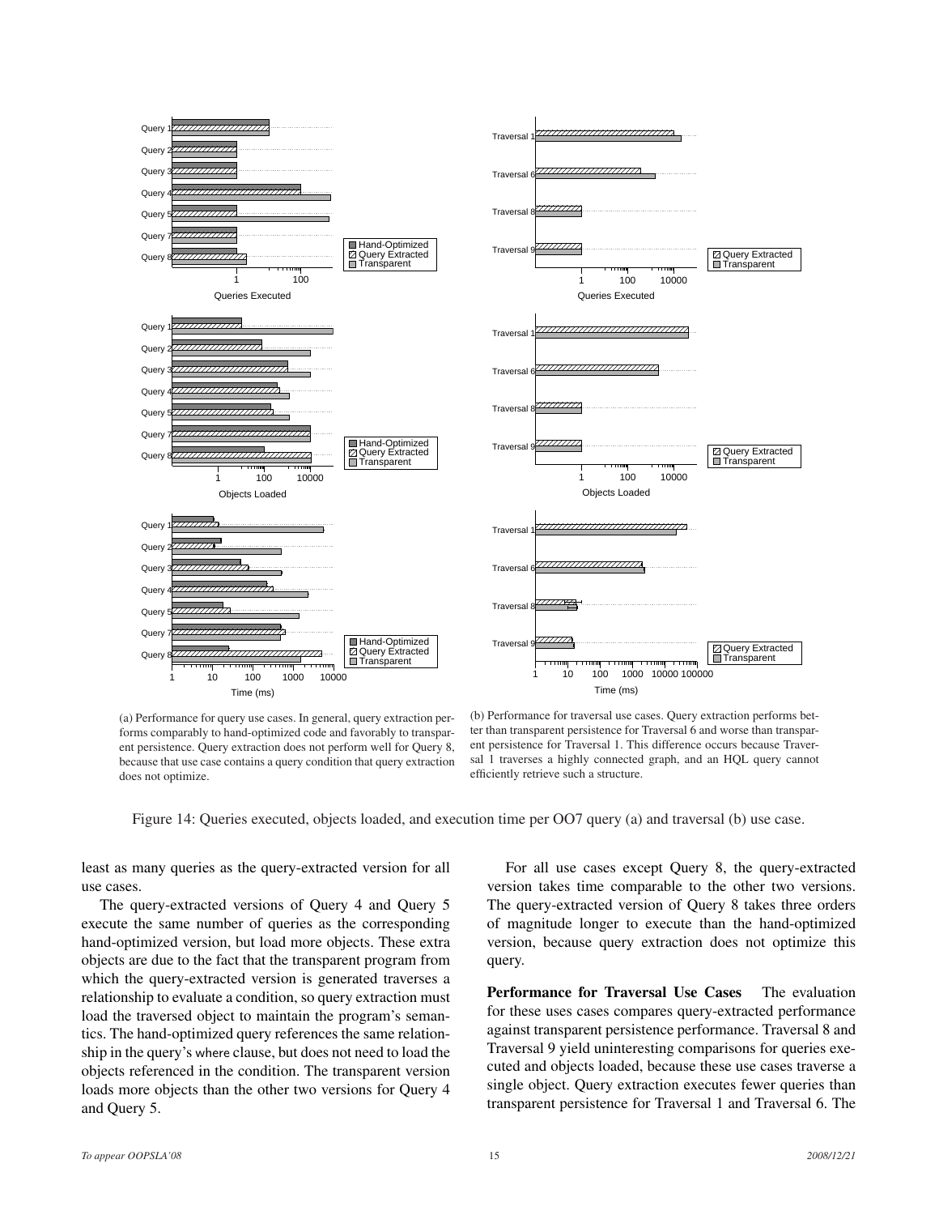(a) Performance for query use cases. In general, query extraction performs comparably to hand-optimized code and favorably to transparent persistence. Query extraction does not perform well for Query 8, because that use case contains a query condition that query extraction does not optimize.

(b) Performance for traversal use cases. Query extraction performs better than transparent persistence for Traversal 6 and worse than transparent persistence for Traversal 1. This difference occurs because Traversal 1 traverses a highly connected graph, and an HQL query cannot efficiently retrieve such a structure.

Figure 14: Queries executed, objects loaded, and execution time per OO7 query (a) and traversal (b) use case.

least as many queries as the query-extracted version for all use cases.

The query-extracted versions of Query 4 and Query 5 execute the same number of queries as the corresponding hand-optimized version, but load more objects. These extra objects are due to the fact that the transparent program from which the query-extracted version is generated traverses a relationship to evaluate a condition, so query extraction must load the traversed object to maintain the program's semantics. The hand-optimized query references the same relationship in the query's `where` clause, but does not need to load the objects referenced in the condition. The transparent version loads more objects than the other two versions for Query 4 and Query 5.

For all use cases except Query 8, the query-extracted version takes time comparable to the other two versions. The query-extracted version of Query 8 takes three orders of magnitude longer to execute than the hand-optimized version, because query extraction does not optimize this query.

**Performance for Traversal Use Cases** The evaluation for these uses cases compares query-extracted performance against transparent persistence performance. Traversal 8 and Traversal 9 yield uninteresting comparisons for queries executed and objects loaded, because these use cases traverse a single object. Query extraction executes fewer queries than transparent persistence for Traversal 1 and Traversal 6. The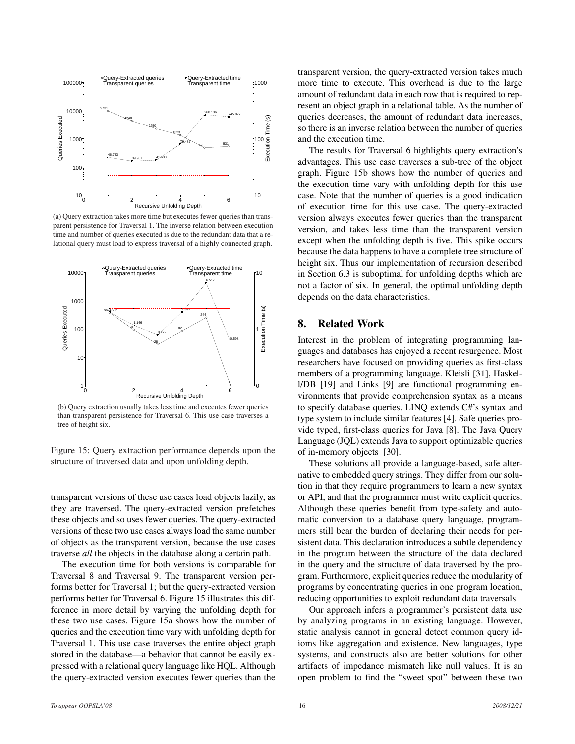(a) Query extraction takes more time but executes fewer queries than transparent persistence for Traversal 1. The inverse relation between execution time and number of queries executed is due to the redundant data that a relational query must load to express traversal of a highly connected graph.

(b) Query extraction usually takes less time and executes fewer queries than transparent persistence for Traversal 6. This use case traverses a tree of height six.

Figure 15: Query extraction performance depends upon the structure of traversed data and upon unfolding depth.

transparent versions of these use cases load objects lazily, as they are traversed. The query-extracted version prefetches these objects and so uses fewer queries. The query-extracted versions of these two use cases always load the same number of objects as the transparent version, because the use cases traverse *all* the objects in the database along a certain path.

The execution time for both versions is comparable for Traversal 8 and Traversal 9. The transparent version performs better for Traversal 1; but the query-extracted version performs better for Traversal 6. Figure 15 illustrates this difference in more detail by varying the unfolding depth for these two use cases. Figure 15a shows how the number of queries and the execution time vary with unfolding depth for Traversal 1. This use case traverses the entire object graph stored in the database—a behavior that cannot be easily expressed with a relational query language like HQL. Although the query-extracted version executes fewer queries than the transparent version, the query-extracted version takes much more time to execute. This overhead is due to the large amount of redundant data in each row that is required to represent an object graph in a relational table. As the number of queries decreases, the amount of redundant data increases, so there is an inverse relation between the number of queries and the execution time.

The results for Traversal 6 highlights query extraction's advantages. This use case traverses a sub-tree of the object graph. Figure 15b shows how the number of queries and the execution time vary with unfolding depth for this use case. Note that the number of queries is a good indication of execution time for this use case. The query-extracted version always executes fewer queries than the transparent version, and takes less time than the transparent version except when the unfolding depth is five. This spike occurs because the data happens to have a complete tree structure of height six. Thus our implementation of recursion described in Section 6.3 is suboptimal for unfolding depths which are not a factor of six. In general, the optimal unfolding depth depends on the data characteristics.

## 8. Related Work

Interest in the problem of integrating programming languages and databases has enjoyed a recent resurgence. Most researchers have focused on providing queries as first-class members of a programming language. Kleisli [31], Haskell/DB [19] and Links [9] are functional programming environments that provide comprehension syntax as a means to specify database queries. LINQ extends C#'s syntax and type system to include similar features [4]. Safe queries provide typed, first-class queries for Java [8]. The Java Query Language (JQL) extends Java to support optimizable queries of in-memory objects [30].

These solutions all provide a language-based, safe alternative to embedded query strings. They differ from our solution in that they require programmers to learn a new syntax or API, and that the programmer must write explicit queries. Although these queries benefit from type-safety and automatic conversion to a database query language, programmers still bear the burden of declaring their needs for persistent data. This declaration introduces a subtle dependency in the program between the structure of the data declared in the query and the structure of data traversed by the program. Furthermore, explicit queries reduce the modularity of programs by concentrating queries in one program location, reducing opportunities to exploit redundant data traversals.

Our approach infers a programmer's persistent data use by analyzing programs in an existing language. However, static analysis cannot in general detect common query idioms like aggregation and existence. New languages, type systems, and constructs also are better solutions for other artifacts of impedance mismatch like null values. It is an open problem to find the "sweet spot" between these two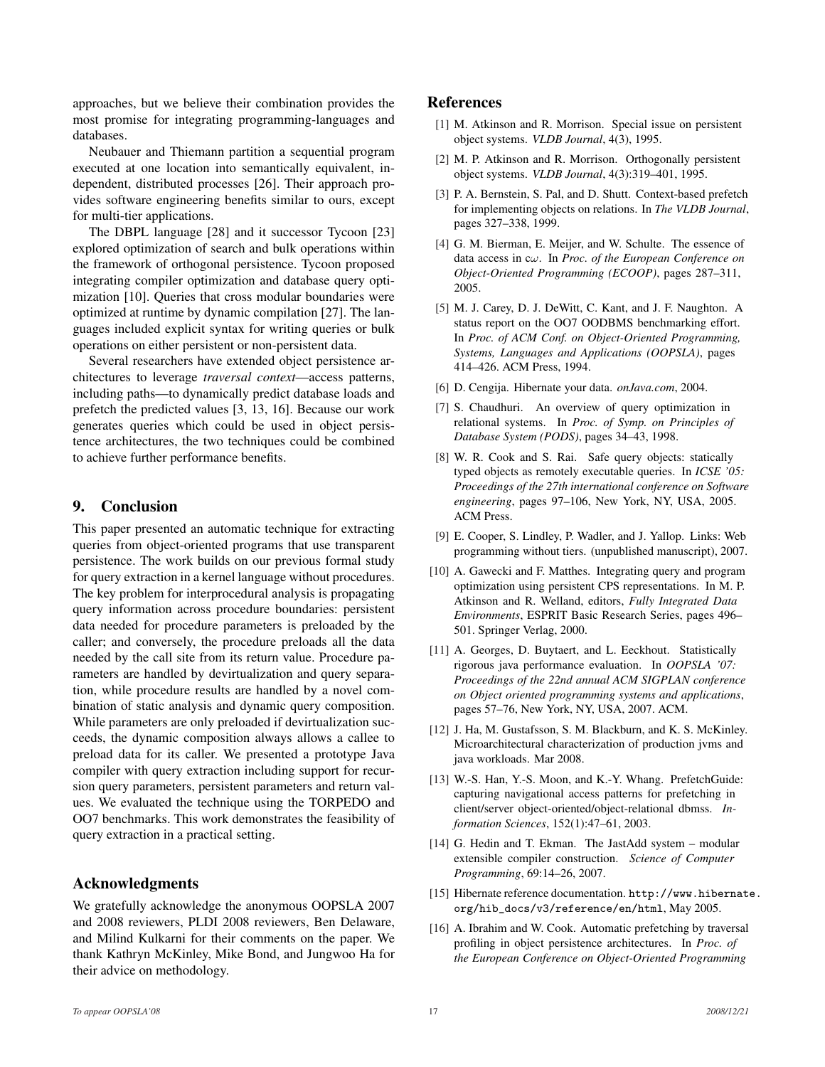approaches, but we believe their combination provides the most promise for integrating programming-languages and databases.

Neubauer and Thiemann partition a sequential program executed at one location into semantically equivalent, independent, distributed processes [26]. Their approach provides software engineering benefits similar to ours, except for multi-tier applications.

The DBPL language [28] and it successor Tycoon [23] explored optimization of search and bulk operations within the framework of orthogonal persistence. Tycoon proposed integrating compiler optimization and database query optimization [10]. Queries that cross modular boundaries were optimized at runtime by dynamic compilation [27]. The languages included explicit syntax for writing queries or bulk operations on either persistent or non-persistent data.

Several researchers have extended object persistence architectures to leverage *traversal context*—access patterns, including paths—to dynamically predict database loads and prefetch the predicted values [3, 13, 16]. Because our work generates queries which could be used in object persistence architectures, the two techniques could be combined to achieve further performance benefits.

## 9. Conclusion

This paper presented an automatic technique for extracting queries from object-oriented programs that use transparent persistence. The work builds on our previous formal study for query extraction in a kernel language without procedures. The key problem for interprocedural analysis is propagating query information across procedure boundaries: persistent data needed for procedure parameters is preloaded by the caller; and conversely, the procedure preloads all the data needed by the call site from its return value. Procedure parameters are handled by devirtualization and query separation, while procedure results are handled by a novel combination of static analysis and dynamic query composition. While parameters are only preloaded if devirtualization succeeds, the dynamic composition always allows a callee to preload data for its caller. We presented a prototype Java compiler with query extraction including support for recursion query parameters, persistent parameters and return values. We evaluated the technique using the TORPEDO and OO7 benchmarks. This work demonstrates the feasibility of query extraction in a practical setting.

## Acknowledgments

We gratefully acknowledge the anonymous OOPSLA 2007 and 2008 reviewers, PLDI 2008 reviewers, Ben Delaware, and Milind Kulkarni for their comments on the paper. We thank Kathryn McKinley, Mike Bond, and Jungwoo Ha for their advice on methodology.

## References

[1] M. Atkinson and R. Morrison. Special issue on persistent object systems. *VLDB Journal*, 4(3), 1995.

[2] M. P. Atkinson and R. Morrison. Orthogonally persistent object systems. *VLDB Journal*, 4(3):319–401, 1995.

[3] P. A. Bernstein, S. Pal, and D. Shutt. Context-based prefetch for implementing objects on relations. In *The VLDB Journal*, pages 327–338, 1999.

[4] G. M. Bierman, E. Meijer, and W. Schulte. The essence of data access in c$\omega$. In *Proc. of the European Conference on Object-Oriented Programming (ECOOP)*, pages 287–311, 2005.

[5] M. J. Carey, D. J. DeWitt, C. Kant, and J. F. Naughton. A status report on the OO7 OODBMS benchmarking effort. In *Proc. of ACM Conf. on Object-Oriented Programming, Systems, Languages and Applications (OOPSLA)*, pages 414–426. ACM Press, 1994.

[6] D. Cengija. Hibernate your data. *onJava.com*, 2004.

[7] S. Chaudhuri. An overview of query optimization in relational systems. In *Proc. of Symp. on Principles of Database System (PODS)*, pages 34–43, 1998.

[8] W. R. Cook and S. Rai. Safe query objects: statically typed objects as remotely executable queries. In *ICSE '05: Proceedings of the 27th international conference on Software engineering*, pages 97–106, New York, NY, USA, 2005. ACM Press.

[9] E. Cooper, S. Lindley, P. Wadler, and J. Yallop. Links: Web programming without tiers. (unpublished manuscript), 2007.

[10] A. Gawecki and F. Matthes. Integrating query and program optimization using persistent CPS representations. In M. P. Atkinson and R. Welland, editors, *Fully Integrated Data Environments*, ESPRIT Basic Research Series, pages 496–501. Springer Verlag, 2000.

[11] A. Georges, D. Buytaert, and L. Eeckhout. Statistically rigorous java performance evaluation. In *OOPSLA '07: Proceedings of the 22nd annual ACM SIGPLAN conference on Object oriented programming systems and applications*, pages 57–76, New York, NY, USA, 2007. ACM.

[12] J. Ha, M. Gustafsson, S. M. Blackburn, and K. S. McKinley. Microarchitectural characterization of production jvms and java workloads. Mar 2008.

[13] W.-S. Han, Y.-S. Moon, and K.-Y. Whang. PrefetchGuide: capturing navigational access patterns for prefetching in client/server object-oriented/object-relational dbmss. *Information Sciences*, 152(1):47–61, 2003.

[14] G. Hedin and T. Ekman. The JastAdd system – modular extensible compiler construction. *Science of Computer Programming*, 69:14–26, 2007.

[15] Hibernate reference documentation. `http://www.hibernate.org/hib_docs/v3/reference/en/html`, May 2005.

[16] A. Ibrahim and W. Cook. Automatic prefetching by traversal profiling in object persistence architectures. In *Proc. of the European Conference on Object-Oriented Programming*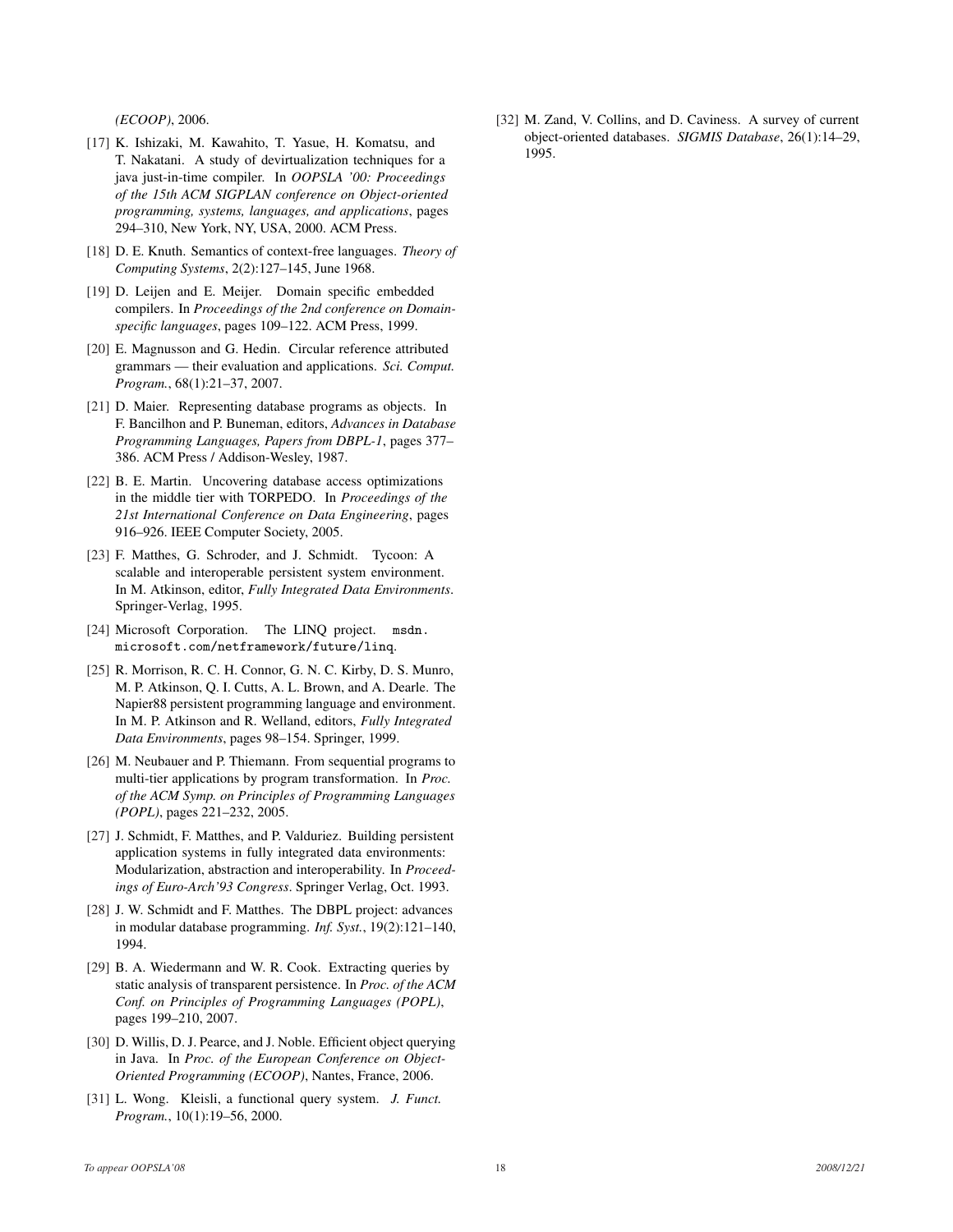*(ECOOP)*, 2006.

[17] K. Ishizaki, M. Kawahito, T. Yasue, H. Komatsu, and T. Nakatani. A study of devirtualization techniques for a java just-in-time compiler. In *OOPSLA '00: Proceedings of the 15th ACM SIGPLAN conference on Object-oriented programming, systems, languages, and applications*, pages 294–310, New York, NY, USA, 2000. ACM Press.

[18] D. E. Knuth. Semantics of context-free languages. *Theory of Computing Systems*, 2(2):127–145, June 1968.

[19] D. Leijen and E. Meijer. Domain specific embedded compilers. In *Proceedings of the 2nd conference on Domain-specific languages*, pages 109–122. ACM Press, 1999.

[20] E. Magnusson and G. Hedin. Circular reference attributed grammars — their evaluation and applications. *Sci. Comput. Program.*, 68(1):21–37, 2007.

[21] D. Maier. Representing database programs as objects. In F. Bancilhon and P. Buneman, editors, *Advances in Database Programming Languages, Papers from DBPL-1*, pages 377–386. ACM Press / Addison-Wesley, 1987.

[22] B. E. Martin. Uncovering database access optimizations in the middle tier with TORPEDO. In *Proceedings of the 21st International Conference on Data Engineering*, pages 916–926. IEEE Computer Society, 2005.

[23] F. Matthes, G. Schroder, and J. Schmidt. Tycoon: A scalable and interoperable persistent system environment. In M. Atkinson, editor, *Fully Integrated Data Environments*. Springer-Verlag, 1995.

[24] Microsoft Corporation. The LINQ project. `msdn.microsoft.com/netframework/future/linq`.

[25] R. Morrison, R. C. H. Connor, G. N. C. Kirby, D. S. Munro, M. P. Atkinson, Q. I. Cutts, A. L. Brown, and A. Dearle. The Napier88 persistent programming language and environment. In M. P. Atkinson and R. Welland, editors, *Fully Integrated Data Environments*, pages 98–154. Springer, 1999.

[26] M. Neubauer and P. Thiemann. From sequential programs to multi-tier applications by program transformation. In *Proc. of the ACM Symp. on Principles of Programming Languages (POPL)*, pages 221–232, 2005.

[27] J. Schmidt, F. Matthes, and P. Valduriez. Building persistent application systems in fully integrated data environments: Modularization, abstraction and interoperability. In *Proceedings of Euro-Arch'93 Congress*. Springer Verlag, Oct. 1993.

[28] J. W. Schmidt and F. Matthes. The DBPL project: advances in modular database programming. *Inf. Syst.*, 19(2):121–140, 1994.

[29] B. A. Wiedermann and W. R. Cook. Extracting queries by static analysis of transparent persistence. In *Proc. of the ACM Conf. on Principles of Programming Languages (POPL)*, pages 199–210, 2007.

[30] D. Willis, D. J. Pearce, and J. Noble. Efficient object querying in Java. In *Proc. of the European Conference on Object-Oriented Programming (ECOOP)*, Nantes, France, 2006.

[31] L. Wong. Kleisli, a functional query system. *J. Funct. Program.*, 10(1):19–56, 2000.

[32] M. Zand, V. Collins, and D. Caviness. A survey of current object-oriented databases. *SIGMIS Database*, 26(1):14–29, 1995.